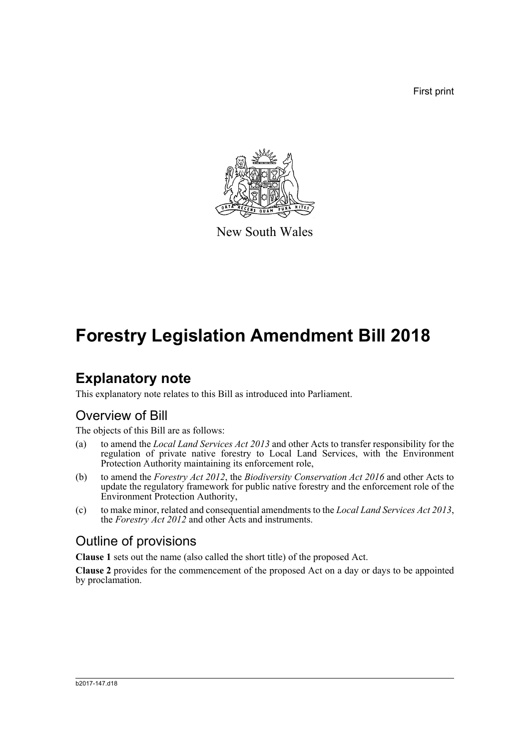First print

New South Wales

# Forestry Legislation Amendment Bill 2018

## Explanatory note

This explanatory note relates to this Bill as introduced into Parliament.

### Overview of Bill

The objects of this Bill are as follows:

(a) to amend the *Local Land Services Act 2013* and other Acts to transfer responsibility for the regulation of private native forestry to Local Land Services, with the Environment Protection Authority maintaining its enforcement role,

(b) to amend the *Forestry Act 2012*, the *Biodiversity Conservation Act 2016* and other Acts to update the regulatory framework for public native forestry and the enforcement role of the Environment Protection Authority,

(c) to make minor, related and consequential amendments to the *Local Land Services Act 2013*, the *Forestry Act 2012* and other Acts and instruments.

### Outline of provisions

**Clause 1** sets out the name (also called the short title) of the proposed Act.

**Clause 2** provides for the commencement of the proposed Act on a day or days to be appointed by proclamation.

b2017-147.d18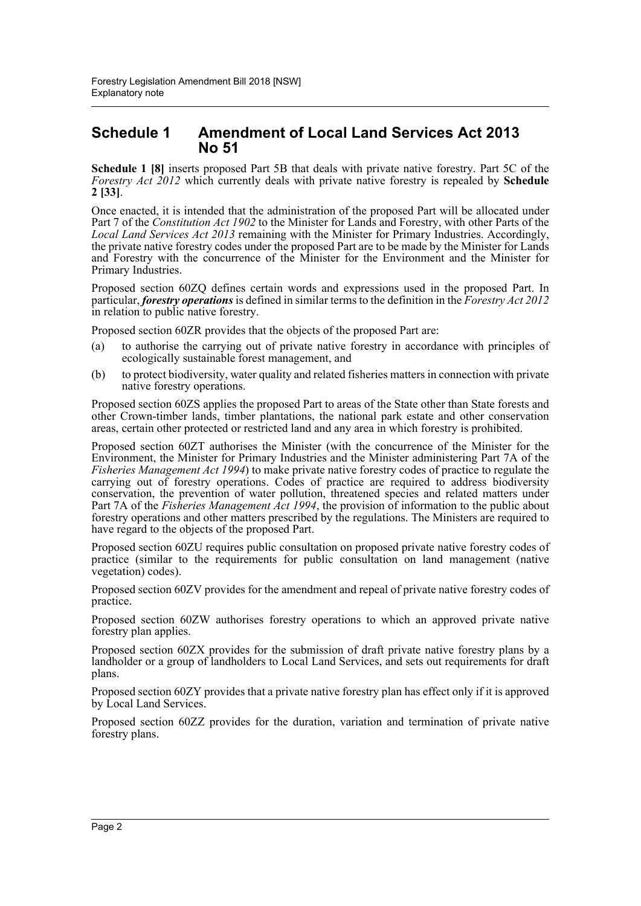## Schedule 1 Amendment of Local Land Services Act 2013 No 51

**Schedule 1 [8]** inserts proposed Part 5B that deals with private native forestry. Part 5C of the *Forestry Act 2012* which currently deals with private native forestry is repealed by **Schedule 2 [33]**.

Once enacted, it is intended that the administration of the proposed Part will be allocated under Part 7 of the *Constitution Act 1902* to the Minister for Lands and Forestry, with other Parts of the *Local Land Services Act 2013* remaining with the Minister for Primary Industries. Accordingly, the private native forestry codes under the proposed Part are to be made by the Minister for Lands and Forestry with the concurrence of the Minister for the Environment and the Minister for Primary Industries.

Proposed section 60ZQ defines certain words and expressions used in the proposed Part. In particular, ***forestry operations*** is defined in similar terms to the definition in the *Forestry Act 2012* in relation to public native forestry.

Proposed section 60ZR provides that the objects of the proposed Part are:

(a) to authorise the carrying out of private native forestry in accordance with principles of ecologically sustainable forest management, and

(b) to protect biodiversity, water quality and related fisheries matters in connection with private native forestry operations.

Proposed section 60ZS applies the proposed Part to areas of the State other than State forests and other Crown-timber lands, timber plantations, the national park estate and other conservation areas, certain other protected or restricted land and any area in which forestry is prohibited.

Proposed section 60ZT authorises the Minister (with the concurrence of the Minister for the Environment, the Minister for Primary Industries and the Minister administering Part 7A of the *Fisheries Management Act 1994*) to make private native forestry codes of practice to regulate the carrying out of forestry operations. Codes of practice are required to address biodiversity conservation, the prevention of water pollution, threatened species and related matters under Part 7A of the *Fisheries Management Act 1994*, the provision of information to the public about forestry operations and other matters prescribed by the regulations. The Ministers are required to have regard to the objects of the proposed Part.

Proposed section 60ZU requires public consultation on proposed private native forestry codes of practice (similar to the requirements for public consultation on land management (native vegetation) codes).

Proposed section 60ZV provides for the amendment and repeal of private native forestry codes of practice.

Proposed section 60ZW authorises forestry operations to which an approved private native forestry plan applies.

Proposed section 60ZX provides for the submission of draft private native forestry plans by a landholder or a group of landholders to Local Land Services, and sets out requirements for draft plans.

Proposed section 60ZY provides that a private native forestry plan has effect only if it is approved by Local Land Services.

Proposed section 60ZZ provides for the duration, variation and termination of private native forestry plans.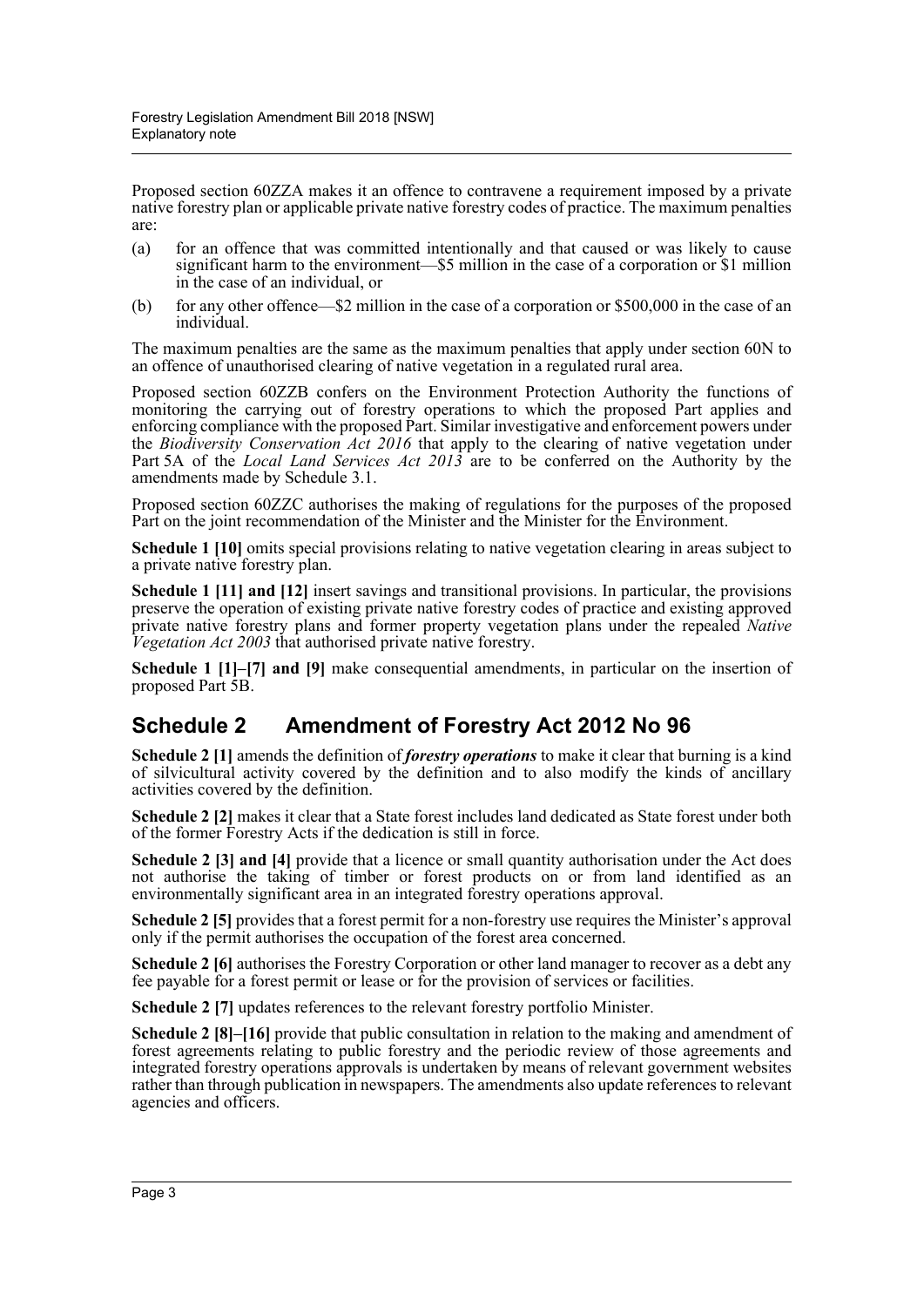Proposed section 60ZZA makes it an offence to contravene a requirement imposed by a private native forestry plan or applicable private native forestry codes of practice. The maximum penalties are:

(a) for an offence that was committed intentionally and that caused or was likely to cause significant harm to the environment—$5 million in the case of a corporation or $1 million in the case of an individual, or

(b) for any other offence—$2 million in the case of a corporation or $500,000 in the case of an individual.

The maximum penalties are the same as the maximum penalties that apply under section 60N to an offence of unauthorised clearing of native vegetation in a regulated rural area.

Proposed section 60ZZB confers on the Environment Protection Authority the functions of monitoring the carrying out of forestry operations to which the proposed Part applies and enforcing compliance with the proposed Part. Similar investigative and enforcement powers under the *Biodiversity Conservation Act 2016* that apply to the clearing of native vegetation under Part 5A of the *Local Land Services Act 2013* are to be conferred on the Authority by the amendments made by Schedule 3.1.

Proposed section 60ZZC authorises the making of regulations for the purposes of the proposed Part on the joint recommendation of the Minister and the Minister for the Environment.

**Schedule 1 [10]** omits special provisions relating to native vegetation clearing in areas subject to a private native forestry plan.

**Schedule 1 [11] and [12]** insert savings and transitional provisions. In particular, the provisions preserve the operation of existing private native forestry codes of practice and existing approved private native forestry plans and former property vegetation plans under the repealed *Native Vegetation Act 2003* that authorised private native forestry.

**Schedule 1 [1]–[7] and [9]** make consequential amendments, in particular on the insertion of proposed Part 5B.

## Schedule 2 Amendment of Forestry Act 2012 No 96

**Schedule 2 [1]** amends the definition of ***forestry operations*** to make it clear that burning is a kind of silvicultural activity covered by the definition and to also modify the kinds of ancillary activities covered by the definition.

**Schedule 2 [2]** makes it clear that a State forest includes land dedicated as State forest under both of the former Forestry Acts if the dedication is still in force.

**Schedule 2 [3] and [4]** provide that a licence or small quantity authorisation under the Act does not authorise the taking of timber or forest products on or from land identified as an environmentally significant area in an integrated forestry operations approval.

**Schedule 2 [5]** provides that a forest permit for a non-forestry use requires the Minister's approval only if the permit authorises the occupation of the forest area concerned.

**Schedule 2 [6]** authorises the Forestry Corporation or other land manager to recover as a debt any fee payable for a forest permit or lease or for the provision of services or facilities.

**Schedule 2 [7]** updates references to the relevant forestry portfolio Minister.

**Schedule 2 [8]–[16]** provide that public consultation in relation to the making and amendment of forest agreements relating to public forestry and the periodic review of those agreements and integrated forestry operations approvals is undertaken by means of relevant government websites rather than through publication in newspapers. The amendments also update references to relevant agencies and officers.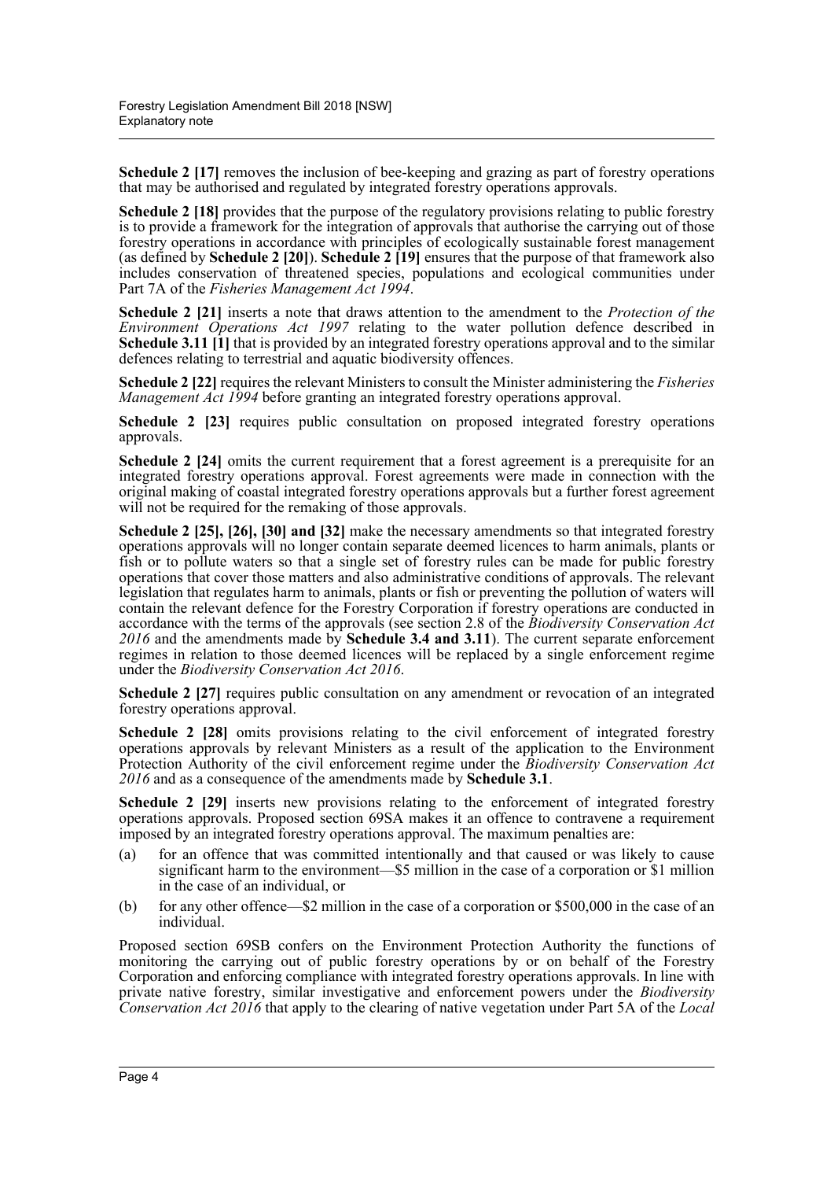**Schedule 2 [17]** removes the inclusion of bee-keeping and grazing as part of forestry operations that may be authorised and regulated by integrated forestry operations approvals.

**Schedule 2 [18]** provides that the purpose of the regulatory provisions relating to public forestry is to provide a framework for the integration of approvals that authorise the carrying out of those forestry operations in accordance with principles of ecologically sustainable forest management (as defined by **Schedule 2 [20]**). **Schedule 2 [19]** ensures that the purpose of that framework also includes conservation of threatened species, populations and ecological communities under Part 7A of the *Fisheries Management Act 1994*.

**Schedule 2 [21]** inserts a note that draws attention to the amendment to the *Protection of the Environment Operations Act 1997* relating to the water pollution defence described in **Schedule 3.11 [1]** that is provided by an integrated forestry operations approval and to the similar defences relating to terrestrial and aquatic biodiversity offences.

**Schedule 2 [22]** requires the relevant Ministers to consult the Minister administering the *Fisheries Management Act 1994* before granting an integrated forestry operations approval.

**Schedule 2 [23]** requires public consultation on proposed integrated forestry operations approvals.

**Schedule 2 [24]** omits the current requirement that a forest agreement is a prerequisite for an integrated forestry operations approval. Forest agreements were made in connection with the original making of coastal integrated forestry operations approvals but a further forest agreement will not be required for the remaking of those approvals.

**Schedule 2 [25], [26], [30] and [32]** make the necessary amendments so that integrated forestry operations approvals will no longer contain separate deemed licences to harm animals, plants or fish or to pollute waters so that a single set of forestry rules can be made for public forestry operations that cover those matters and also administrative conditions of approvals. The relevant legislation that regulates harm to animals, plants or fish or preventing the pollution of waters will contain the relevant defence for the Forestry Corporation if forestry operations are conducted in accordance with the terms of the approvals (see section 2.8 of the *Biodiversity Conservation Act 2016* and the amendments made by **Schedule 3.4 and 3.11**). The current separate enforcement regimes in relation to those deemed licences will be replaced by a single enforcement regime under the *Biodiversity Conservation Act 2016*.

**Schedule 2 [27]** requires public consultation on any amendment or revocation of an integrated forestry operations approval.

**Schedule 2 [28]** omits provisions relating to the civil enforcement of integrated forestry operations approvals by relevant Ministers as a result of the application to the Environment Protection Authority of the civil enforcement regime under the *Biodiversity Conservation Act 2016* and as a consequence of the amendments made by **Schedule 3.1**.

**Schedule 2 [29]** inserts new provisions relating to the enforcement of integrated forestry operations approvals. Proposed section 69SA makes it an offence to contravene a requirement imposed by an integrated forestry operations approval. The maximum penalties are:

(a) for an offence that was committed intentionally and that caused or was likely to cause significant harm to the environment—$5 million in the case of a corporation or $1 million in the case of an individual, or

(b) for any other offence—$2 million in the case of a corporation or $500,000 in the case of an individual.

Proposed section 69SB confers on the Environment Protection Authority the functions of monitoring the carrying out of public forestry operations by or on behalf of the Forestry Corporation and enforcing compliance with integrated forestry operations approvals. In line with private native forestry, similar investigative and enforcement powers under the *Biodiversity Conservation Act 2016* that apply to the clearing of native vegetation under Part 5A of the *Local*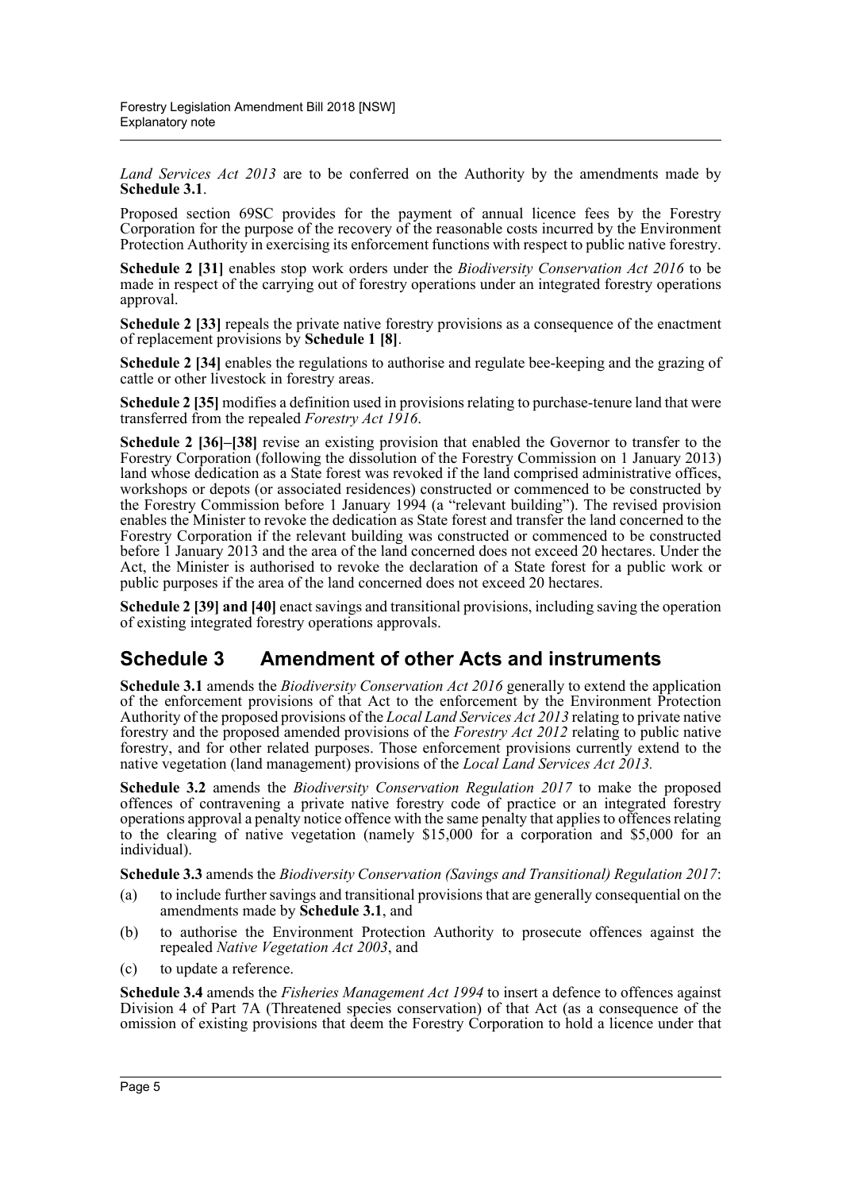*Land Services Act 2013* are to be conferred on the Authority by the amendments made by **Schedule 3.1**.

Proposed section 69SC provides for the payment of annual licence fees by the Forestry Corporation for the purpose of the recovery of the reasonable costs incurred by the Environment Protection Authority in exercising its enforcement functions with respect to public native forestry.

**Schedule 2 [31]** enables stop work orders under the *Biodiversity Conservation Act 2016* to be made in respect of the carrying out of forestry operations under an integrated forestry operations approval.

**Schedule 2 [33]** repeals the private native forestry provisions as a consequence of the enactment of replacement provisions by **Schedule 1 [8]**.

**Schedule 2 [34]** enables the regulations to authorise and regulate bee-keeping and the grazing of cattle or other livestock in forestry areas.

**Schedule 2 [35]** modifies a definition used in provisions relating to purchase-tenure land that were transferred from the repealed *Forestry Act 1916*.

**Schedule 2 [36]–[38]** revise an existing provision that enabled the Governor to transfer to the Forestry Corporation (following the dissolution of the Forestry Commission on 1 January 2013) land whose dedication as a State forest was revoked if the land comprised administrative offices, workshops or depots (or associated residences) constructed or commenced to be constructed by the Forestry Commission before 1 January 1994 (a "relevant building"). The revised provision enables the Minister to revoke the dedication as State forest and transfer the land concerned to the Forestry Corporation if the relevant building was constructed or commenced to be constructed before 1 January 2013 and the area of the land concerned does not exceed 20 hectares. Under the Act, the Minister is authorised to revoke the declaration of a State forest for a public work or public purposes if the area of the land concerned does not exceed 20 hectares.

**Schedule 2 [39] and [40]** enact savings and transitional provisions, including saving the operation of existing integrated forestry operations approvals.

## Schedule 3 Amendment of other Acts and instruments

**Schedule 3.1** amends the *Biodiversity Conservation Act 2016* generally to extend the application of the enforcement provisions of that Act to the enforcement by the Environment Protection Authority of the proposed provisions of the *Local Land Services Act 2013* relating to private native forestry and the proposed amended provisions of the *Forestry Act 2012* relating to public native forestry, and for other related purposes. Those enforcement provisions currently extend to the native vegetation (land management) provisions of the *Local Land Services Act 2013.*

**Schedule 3.2** amends the *Biodiversity Conservation Regulation 2017* to make the proposed offences of contravening a private native forestry code of practice or an integrated forestry operations approval a penalty notice offence with the same penalty that applies to offences relating to the clearing of native vegetation (namely $15,000 for a corporation and $5,000 for an individual).

**Schedule 3.3** amends the *Biodiversity Conservation (Savings and Transitional) Regulation 2017*:

(a) to include further savings and transitional provisions that are generally consequential on the amendments made by **Schedule 3.1**, and

(b) to authorise the Environment Protection Authority to prosecute offences against the repealed *Native Vegetation Act 2003*, and

(c) to update a reference.

**Schedule 3.4** amends the *Fisheries Management Act 1994* to insert a defence to offences against Division 4 of Part 7A (Threatened species conservation) of that Act (as a consequence of the omission of existing provisions that deem the Forestry Corporation to hold a licence under that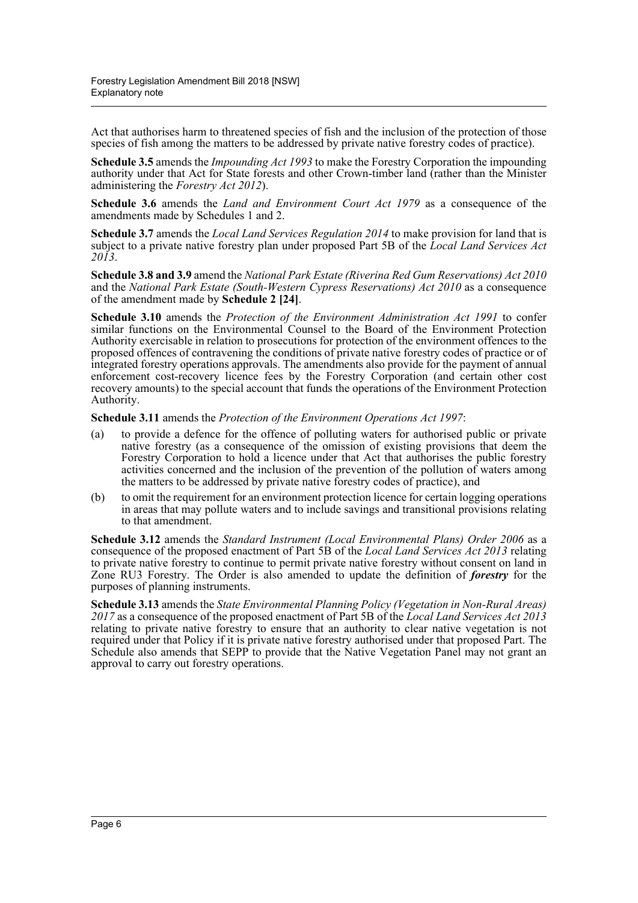Act that authorises harm to threatened species of fish and the inclusion of the protection of those species of fish among the matters to be addressed by private native forestry codes of practice).

**Schedule 3.5** amends the *Impounding Act 1993* to make the Forestry Corporation the impounding authority under that Act for State forests and other Crown-timber land (rather than the Minister administering the *Forestry Act 2012*).

**Schedule 3.6** amends the *Land and Environment Court Act 1979* as a consequence of the amendments made by Schedules 1 and 2.

**Schedule 3.7** amends the *Local Land Services Regulation 2014* to make provision for land that is subject to a private native forestry plan under proposed Part 5B of the *Local Land Services Act 2013*.

**Schedule 3.8 and 3.9** amend the *National Park Estate (Riverina Red Gum Reservations) Act 2010* and the *National Park Estate (South-Western Cypress Reservations) Act 2010* as a consequence of the amendment made by **Schedule 2 [24]**.

**Schedule 3.10** amends the *Protection of the Environment Administration Act 1991* to confer similar functions on the Environmental Counsel to the Board of the Environment Protection Authority exercisable in relation to prosecutions for protection of the environment offences to the proposed offences of contravening the conditions of private native forestry codes of practice or of integrated forestry operations approvals. The amendments also provide for the payment of annual enforcement cost-recovery licence fees by the Forestry Corporation (and certain other cost recovery amounts) to the special account that funds the operations of the Environment Protection Authority.

**Schedule 3.11** amends the *Protection of the Environment Operations Act 1997*:

(a) to provide a defence for the offence of polluting waters for authorised public or private native forestry (as a consequence of the omission of existing provisions that deem the Forestry Corporation to hold a licence under that Act that authorises the public forestry activities concerned and the inclusion of the prevention of the pollution of waters among the matters to be addressed by private native forestry codes of practice), and

(b) to omit the requirement for an environment protection licence for certain logging operations in areas that may pollute waters and to include savings and transitional provisions relating to that amendment.

**Schedule 3.12** amends the *Standard Instrument (Local Environmental Plans) Order 2006* as a consequence of the proposed enactment of Part 5B of the *Local Land Services Act 2013* relating to private native forestry to continue to permit private native forestry without consent on land in Zone RU3 Forestry. The Order is also amended to update the definition of ***forestry*** for the purposes of planning instruments.

**Schedule 3.13** amends the *State Environmental Planning Policy (Vegetation in Non-Rural Areas) 2017* as a consequence of the proposed enactment of Part 5B of the *Local Land Services Act 2013* relating to private native forestry to ensure that an authority to clear native vegetation is not required under that Policy if it is private native forestry authorised under that proposed Part. The Schedule also amends that SEPP to provide that the Native Vegetation Panel may not grant an approval to carry out forestry operations.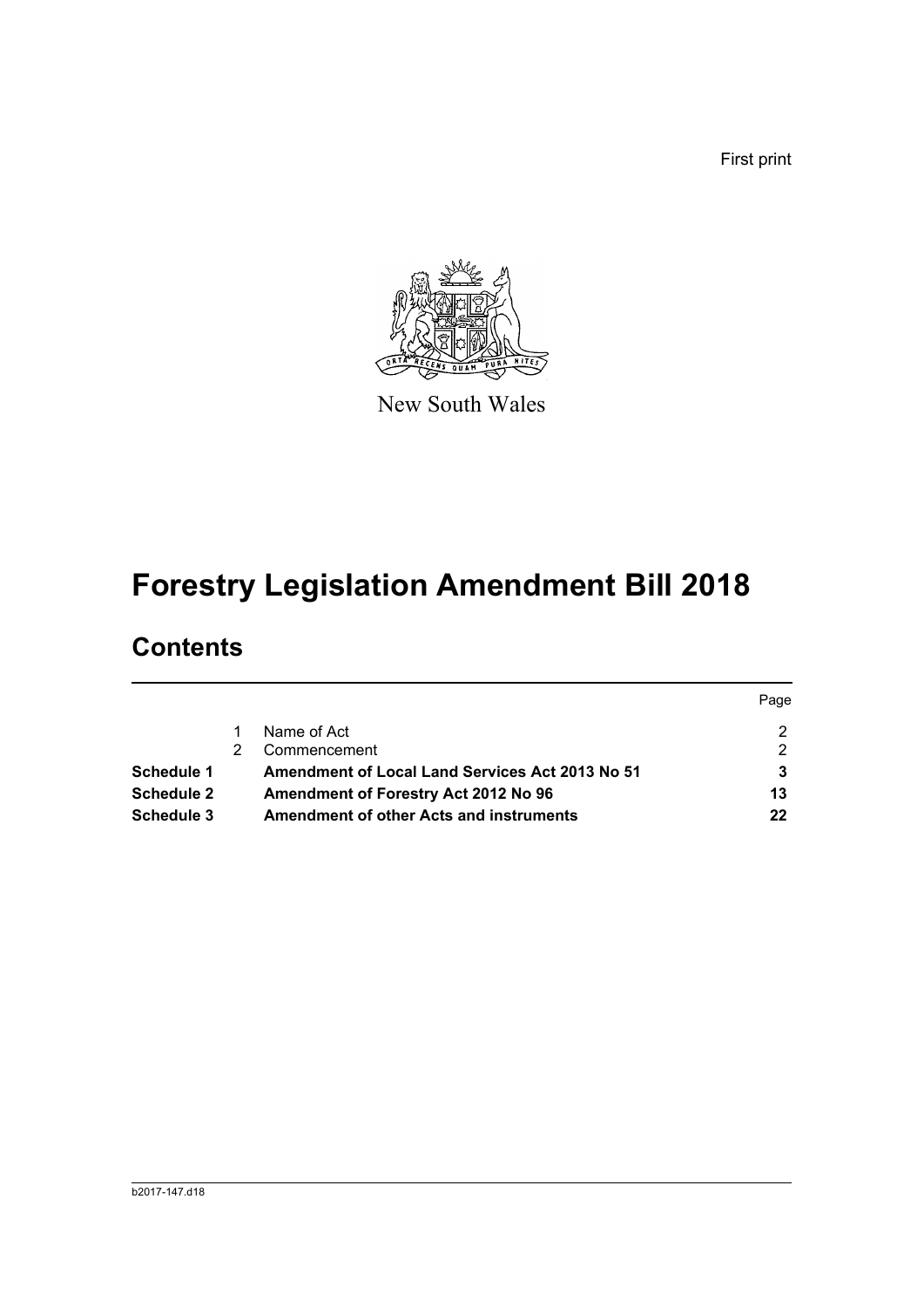First print

New South Wales

# Forestry Legislation Amendment Bill 2018

## Contents

| | | | Page |
|---|---|---|---|
| | 1 | Name of Act | 2 |
| | 2 | Commencement | 2 |
| **Schedule 1** | | **Amendment of Local Land Services Act 2013 No 51** | **3** |
| **Schedule 2** | | **Amendment of Forestry Act 2012 No 96** | **13** |
| **Schedule 3** | | **Amendment of other Acts and instruments** | **22** |

b2017-147.d18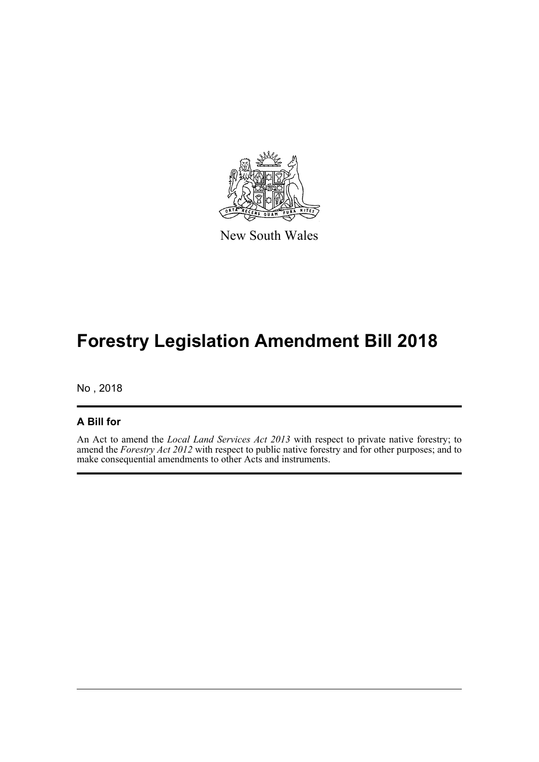New South Wales

# Forestry Legislation Amendment Bill 2018

No , 2018

## A Bill for

An Act to amend the *Local Land Services Act 2013* with respect to private native forestry; to amend the *Forestry Act 2012* with respect to public native forestry and for other purposes; and to make consequential amendments to other Acts and instruments.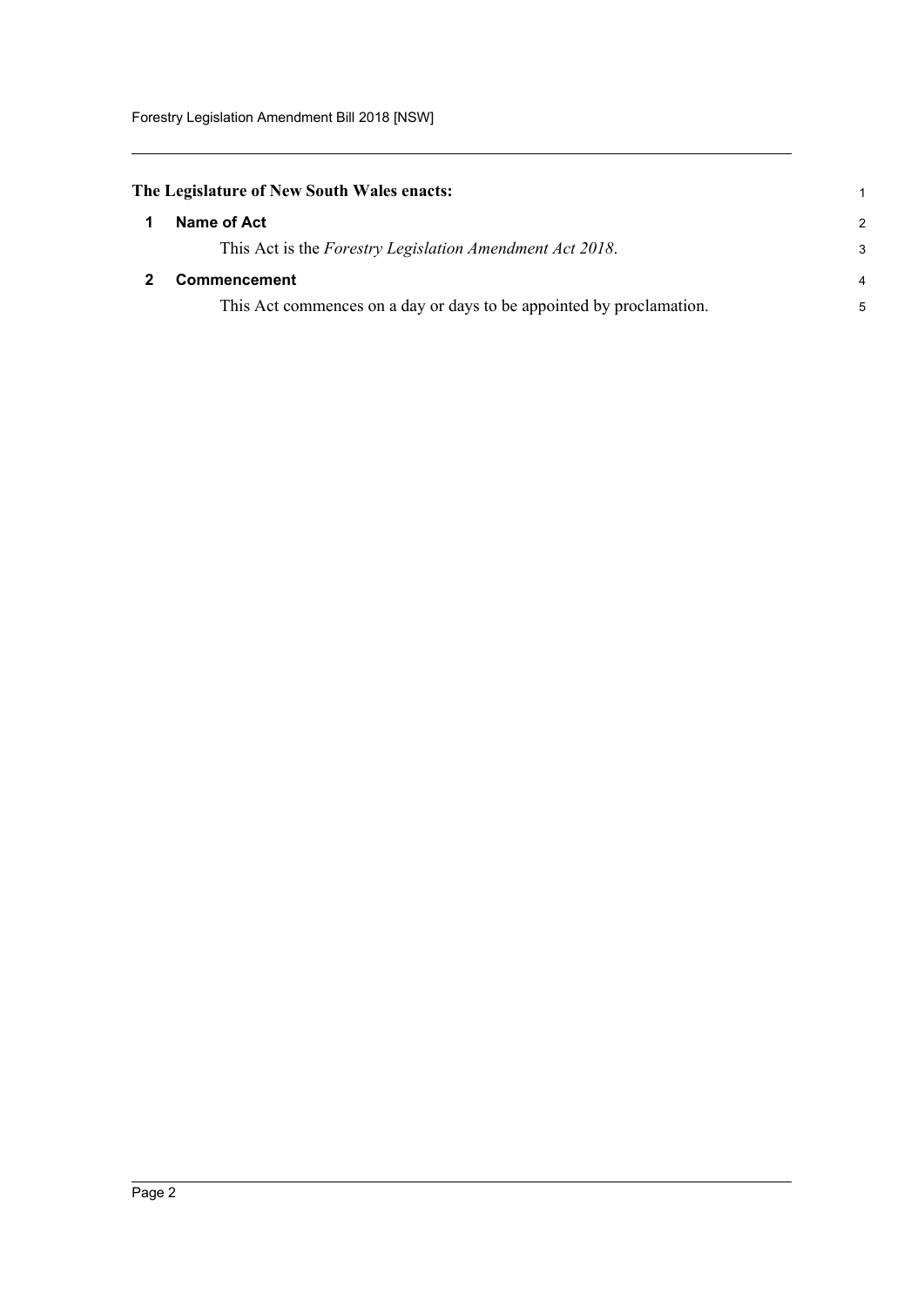**The Legislature of New South Wales enacts:**

## 1 Name of Act

This Act is the *Forestry Legislation Amendment Act 2018*.

## 2 Commencement

This Act commences on a day or days to be appointed by proclamation.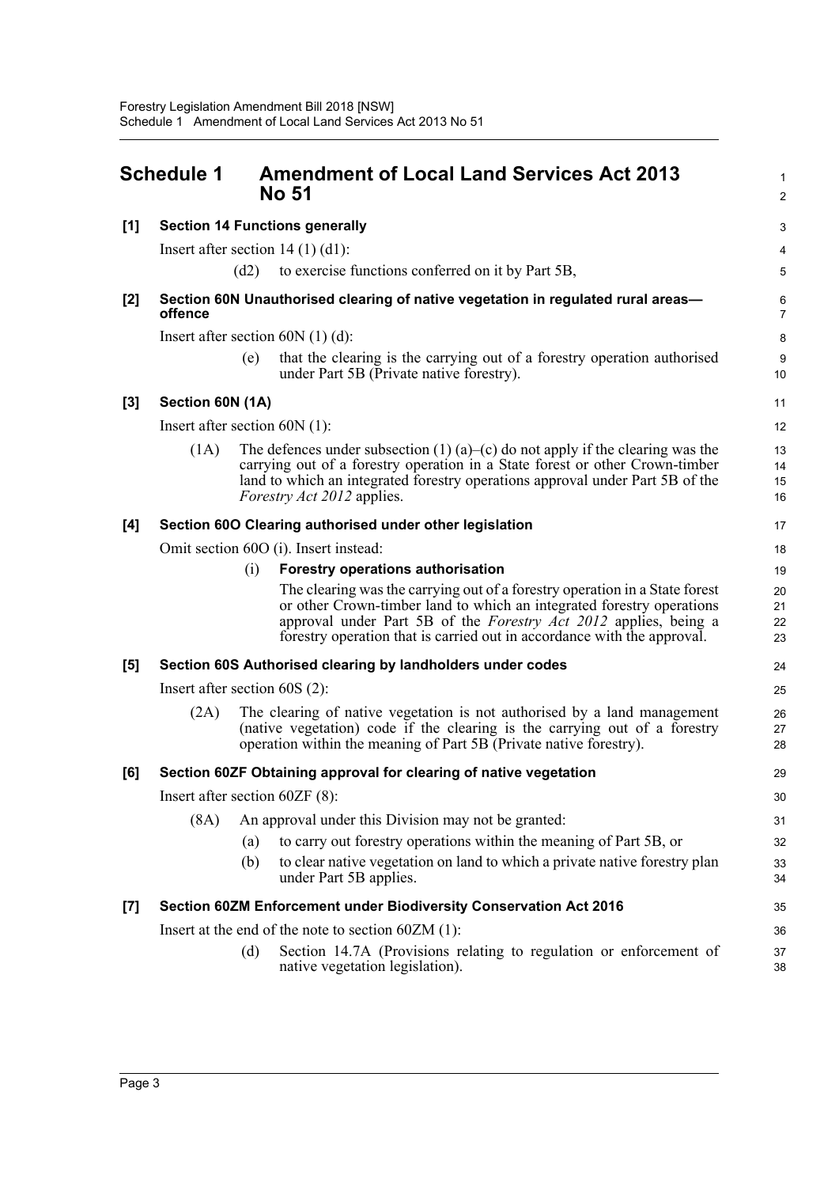# Schedule 1 Amendment of Local Land Services Act 2013 No 51

**[1] Section 14 Functions generally**

Insert after section 14 (1) (d1):

(d2) to exercise functions conferred on it by Part 5B,

**[2] Section 60N Unauthorised clearing of native vegetation in regulated rural areas—offence**

Insert after section 60N (1) (d):

(e) that the clearing is the carrying out of a forestry operation authorised under Part 5B (Private native forestry).

**[3] Section 60N (1A)**

Insert after section 60N (1):

(1A) The defences under subsection (1) (a)–(c) do not apply if the clearing was the carrying out of a forestry operation in a State forest or other Crown-timber land to which an integrated forestry operations approval under Part 5B of the *Forestry Act 2012* applies.

**[4] Section 60O Clearing authorised under other legislation**

Omit section 60O (i). Insert instead:

(i) **Forestry operations authorisation**

The clearing was the carrying out of a forestry operation in a State forest or other Crown-timber land to which an integrated forestry operations approval under Part 5B of the *Forestry Act 2012* applies, being a forestry operation that is carried out in accordance with the approval.

**[5] Section 60S Authorised clearing by landholders under codes**

Insert after section 60S (2):

(2A) The clearing of native vegetation is not authorised by a land management (native vegetation) code if the clearing is the carrying out of a forestry operation within the meaning of Part 5B (Private native forestry).

**[6] Section 60ZF Obtaining approval for clearing of native vegetation**

Insert after section 60ZF (8):

(8A) An approval under this Division may not be granted:

(a) to carry out forestry operations within the meaning of Part 5B, or

(b) to clear native vegetation on land to which a private native forestry plan under Part 5B applies.

**[7] Section 60ZM Enforcement under Biodiversity Conservation Act 2016**

Insert at the end of the note to section 60ZM (1):

(d) Section 14.7A (Provisions relating to regulation or enforcement of native vegetation legislation).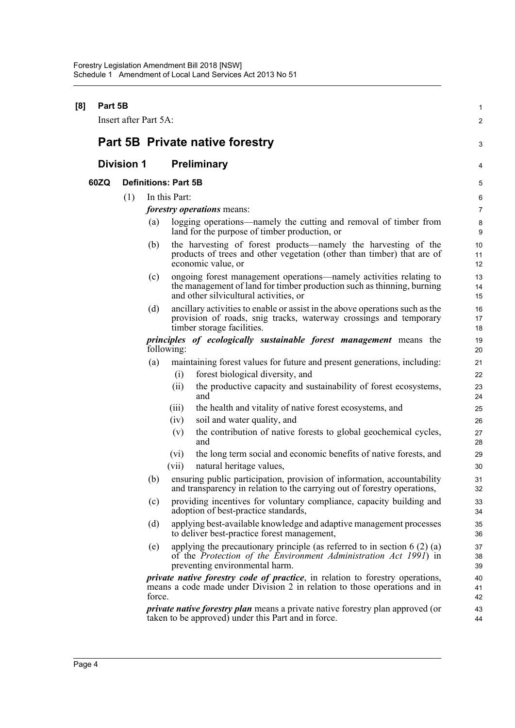**[8] Part 5B**

Insert after Part 5A:

# Part 5B Private native forestry

## Division 1 Preliminary

### 60ZQ Definitions: Part 5B

(1) In this Part:

***forestry operations*** means:

(a) logging operations—namely the cutting and removal of timber from land for the purpose of timber production, or

(b) the harvesting of forest products—namely the harvesting of the products of trees and other vegetation (other than timber) that are of economic value, or

(c) ongoing forest management operations—namely activities relating to the management of land for timber production such as thinning, burning and other silvicultural activities, or

(d) ancillary activities to enable or assist in the above operations such as the provision of roads, snig tracks, waterway crossings and temporary timber storage facilities.

***principles of ecologically sustainable forest management*** means the following:

(a) maintaining forest values for future and present generations, including:

(i) forest biological diversity, and

(ii) the productive capacity and sustainability of forest ecosystems, and

(iii) the health and vitality of native forest ecosystems, and

(iv) soil and water quality, and

(v) the contribution of native forests to global geochemical cycles, and

(vi) the long term social and economic benefits of native forests, and

(vii) natural heritage values,

(b) ensuring public participation, provision of information, accountability and transparency in relation to the carrying out of forestry operations,

(c) providing incentives for voluntary compliance, capacity building and adoption of best-practice standards,

(d) applying best-available knowledge and adaptive management processes to deliver best-practice forest management,

(e) applying the precautionary principle (as referred to in section 6 (2) (a) of the *Protection of the Environment Administration Act 1991*) in preventing environmental harm.

***private native forestry code of practice***, in relation to forestry operations, means a code made under Division 2 in relation to those operations and in force.

***private native forestry plan*** means a private native forestry plan approved (or taken to be approved) under this Part and in force.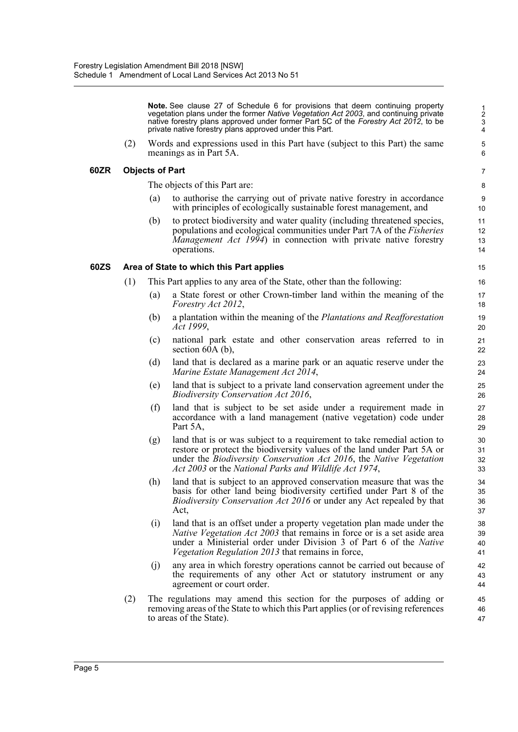**Note.** See clause 27 of Schedule 6 for provisions that deem continuing property vegetation plans under the former *Native Vegetation Act 2003*, and continuing private native forestry plans approved under former Part 5C of the *Forestry Act 2012*, to be private native forestry plans approved under this Part.

(2) Words and expressions used in this Part have (subject to this Part) the same meanings as in Part 5A.

### 60ZR Objects of Part

The objects of this Part are:

(a) to authorise the carrying out of private native forestry in accordance with principles of ecologically sustainable forest management, and

(b) to protect biodiversity and water quality (including threatened species, populations and ecological communities under Part 7A of the *Fisheries Management Act 1994*) in connection with private native forestry operations.

### 60ZS Area of State to which this Part applies

(1) This Part applies to any area of the State, other than the following:

(a) a State forest or other Crown-timber land within the meaning of the *Forestry Act 2012*,

(b) a plantation within the meaning of the *Plantations and Reafforestation Act 1999*,

(c) national park estate and other conservation areas referred to in section 60A (b),

(d) land that is declared as a marine park or an aquatic reserve under the *Marine Estate Management Act 2014*,

(e) land that is subject to a private land conservation agreement under the *Biodiversity Conservation Act 2016*,

(f) land that is subject to be set aside under a requirement made in accordance with a land management (native vegetation) code under Part 5A,

(g) land that is or was subject to a requirement to take remedial action to restore or protect the biodiversity values of the land under Part 5A or under the *Biodiversity Conservation Act 2016*, the *Native Vegetation Act 2003* or the *National Parks and Wildlife Act 1974*,

(h) land that is subject to an approved conservation measure that was the basis for other land being biodiversity certified under Part 8 of the *Biodiversity Conservation Act 2016* or under any Act repealed by that Act,

(i) land that is an offset under a property vegetation plan made under the *Native Vegetation Act 2003* that remains in force or is a set aside area under a Ministerial order under Division 3 of Part 6 of the *Native Vegetation Regulation 2013* that remains in force,

(j) any area in which forestry operations cannot be carried out because of the requirements of any other Act or statutory instrument or any agreement or court order.

(2) The regulations may amend this section for the purposes of adding or removing areas of the State to which this Part applies (or of revising references to areas of the State).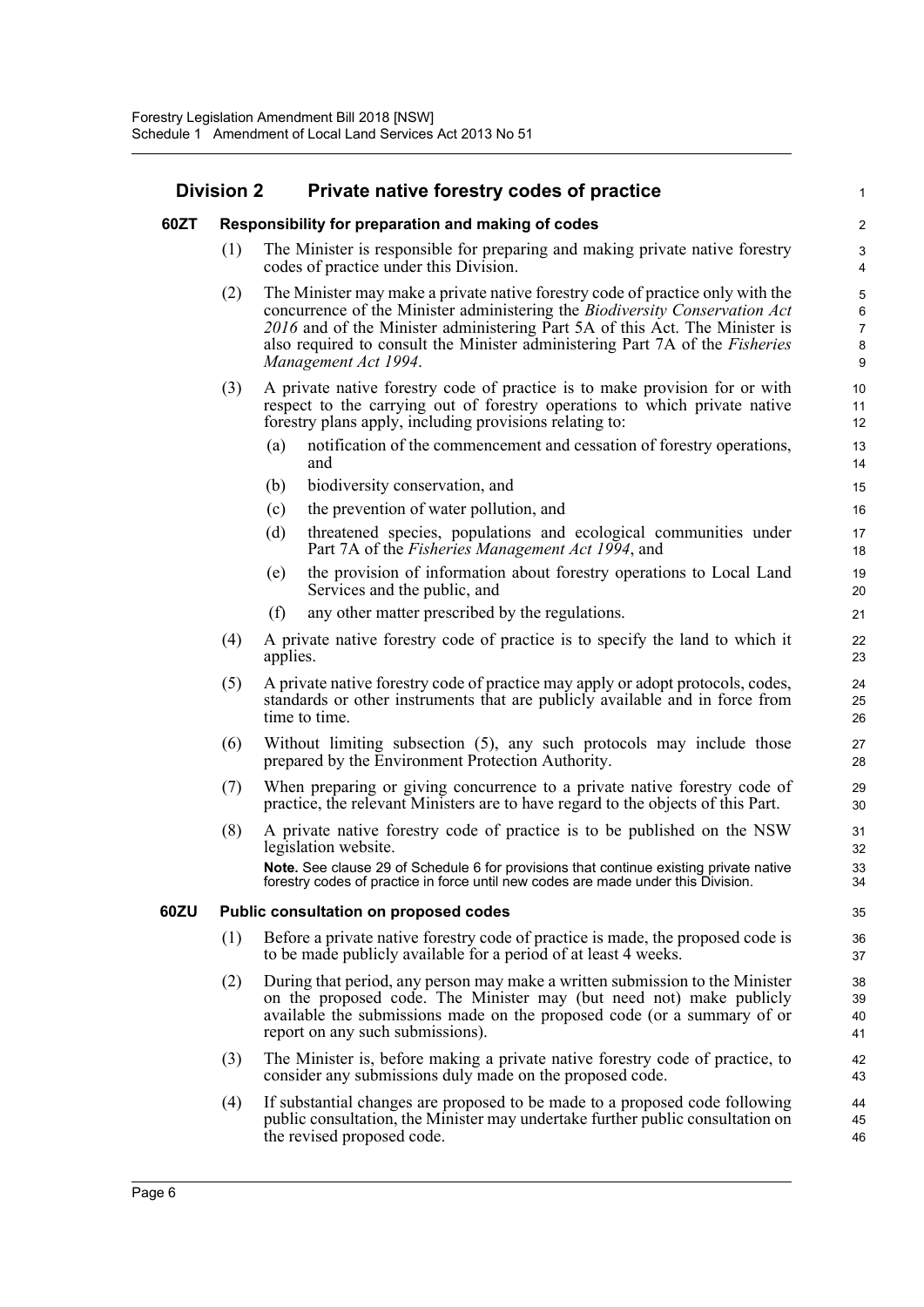## Division 2 Private native forestry codes of practice

### 60ZT Responsibility for preparation and making of codes

(1) The Minister is responsible for preparing and making private native forestry codes of practice under this Division.

(2) The Minister may make a private native forestry code of practice only with the concurrence of the Minister administering the *Biodiversity Conservation Act 2016* and of the Minister administering Part 5A of this Act. The Minister is also required to consult the Minister administering Part 7A of the *Fisheries Management Act 1994*.

(3) A private native forestry code of practice is to make provision for or with respect to the carrying out of forestry operations to which private native forestry plans apply, including provisions relating to:

- (a) notification of the commencement and cessation of forestry operations, and
- (b) biodiversity conservation, and
- (c) the prevention of water pollution, and
- (d) threatened species, populations and ecological communities under Part 7A of the *Fisheries Management Act 1994*, and
- (e) the provision of information about forestry operations to Local Land Services and the public, and
- (f) any other matter prescribed by the regulations.

(4) A private native forestry code of practice is to specify the land to which it applies.

(5) A private native forestry code of practice may apply or adopt protocols, codes, standards or other instruments that are publicly available and in force from time to time.

(6) Without limiting subsection (5), any such protocols may include those prepared by the Environment Protection Authority.

(7) When preparing or giving concurrence to a private native forestry code of practice, the relevant Ministers are to have regard to the objects of this Part.

(8) A private native forestry code of practice is to be published on the NSW legislation website.

**Note.** See clause 29 of Schedule 6 for provisions that continue existing private native forestry codes of practice in force until new codes are made under this Division.

### 60ZU Public consultation on proposed codes

(1) Before a private native forestry code of practice is made, the proposed code is to be made publicly available for a period of at least 4 weeks.

(2) During that period, any person may make a written submission to the Minister on the proposed code. The Minister may (but need not) make publicly available the submissions made on the proposed code (or a summary of or report on any such submissions).

(3) The Minister is, before making a private native forestry code of practice, to consider any submissions duly made on the proposed code.

(4) If substantial changes are proposed to be made to a proposed code following public consultation, the Minister may undertake further public consultation on the revised proposed code.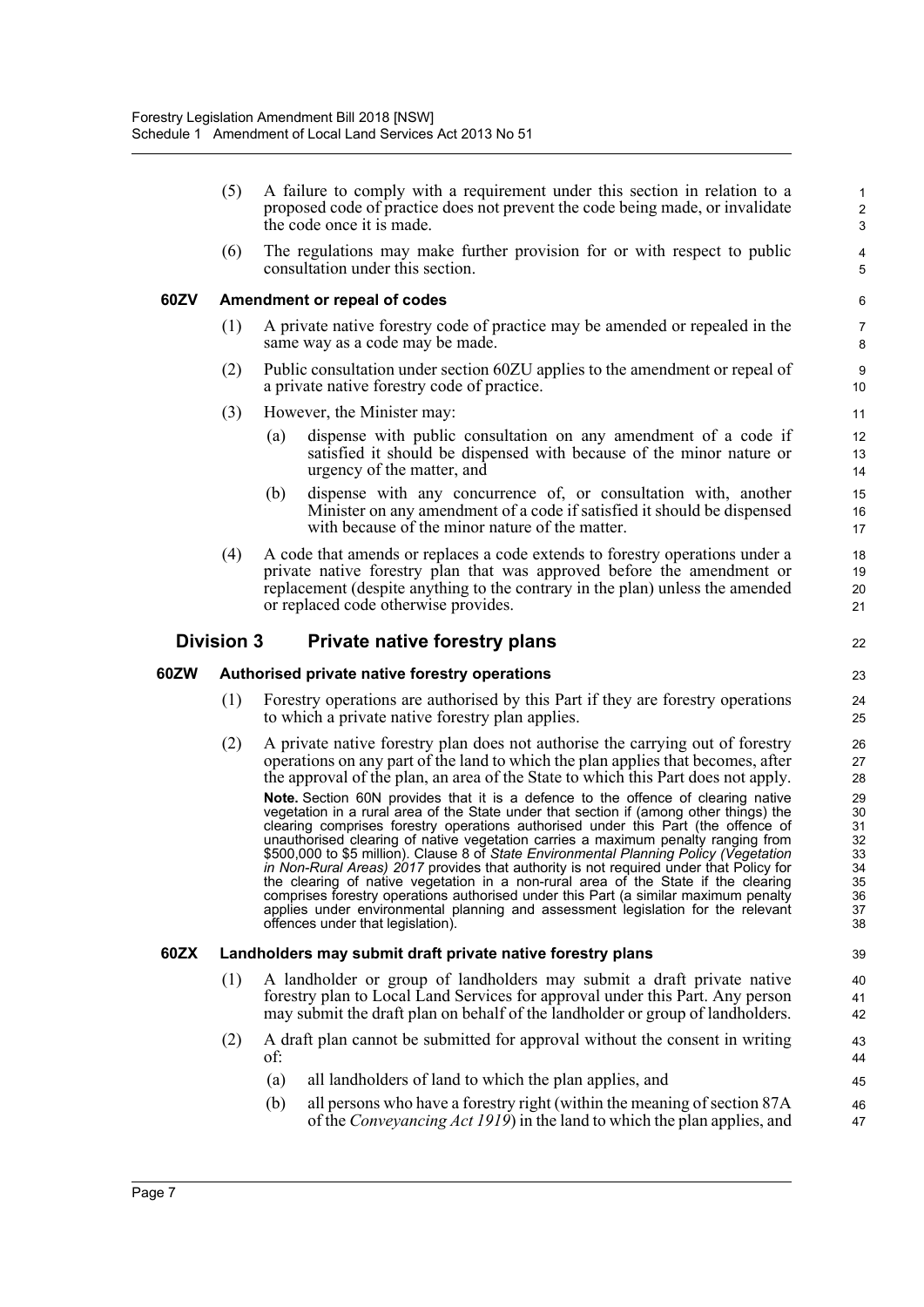(5) A failure to comply with a requirement under this section in relation to a proposed code of practice does not prevent the code being made, or invalidate the code once it is made.

(6) The regulations may make further provision for or with respect to public consultation under this section.

**60ZV Amendment or repeal of codes**

(1) A private native forestry code of practice may be amended or repealed in the same way as a code may be made.

(2) Public consultation under section 60ZU applies to the amendment or repeal of a private native forestry code of practice.

(3) However, the Minister may:

- (a) dispense with public consultation on any amendment of a code if satisfied it should be dispensed with because of the minor nature or urgency of the matter, and
- (b) dispense with any concurrence of, or consultation with, another Minister on any amendment of a code if satisfied it should be dispensed with because of the minor nature of the matter.

(4) A code that amends or replaces a code extends to forestry operations under a private native forestry plan that was approved before the amendment or replacement (despite anything to the contrary in the plan) unless the amended or replaced code otherwise provides.

## Division 3 Private native forestry plans

**60ZW Authorised private native forestry operations**

(1) Forestry operations are authorised by this Part if they are forestry operations to which a private native forestry plan applies.

(2) A private native forestry plan does not authorise the carrying out of forestry operations on any part of the land to which the plan applies that becomes, after the approval of the plan, an area of the State to which this Part does not apply.

**Note.** Section 60N provides that it is a defence to the offence of clearing native vegetation in a rural area of the State under that section if (among other things) the clearing comprises forestry operations authorised under this Part (the offence of unauthorised clearing of native vegetation carries a maximum penalty ranging from $500,000 to $5 million). Clause 8 of *State Environmental Planning Policy (Vegetation in Non-Rural Areas) 2017* provides that authority is not required under that Policy for the clearing of native vegetation in a non-rural area of the State if the clearing comprises forestry operations authorised under this Part (a similar maximum penalty applies under environmental planning and assessment legislation for the relevant offences under that legislation).

**60ZX Landholders may submit draft private native forestry plans**

(1) A landholder or group of landholders may submit a draft private native forestry plan to Local Land Services for approval under this Part. Any person may submit the draft plan on behalf of the landholder or group of landholders.

(2) A draft plan cannot be submitted for approval without the consent in writing of:

- (a) all landholders of land to which the plan applies, and
- (b) all persons who have a forestry right (within the meaning of section 87A of the *Conveyancing Act 1919*) in the land to which the plan applies, and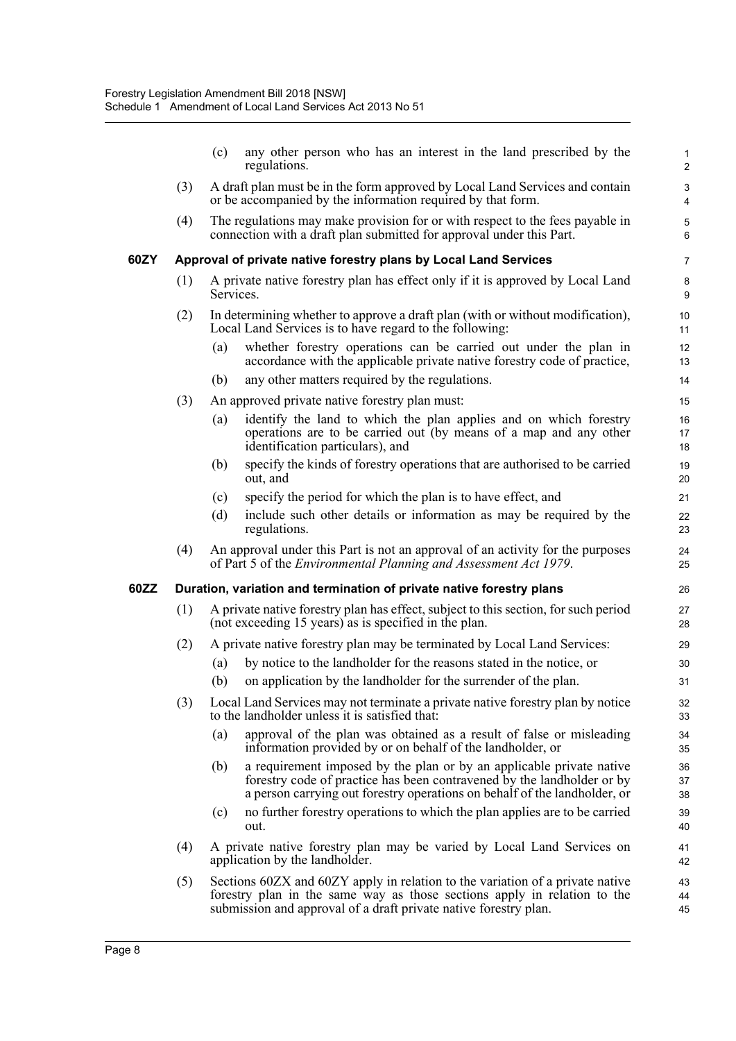(c) any other person who has an interest in the land prescribed by the regulations.

(3) A draft plan must be in the form approved by Local Land Services and contain or be accompanied by the information required by that form.

(4) The regulations may make provision for or with respect to the fees payable in connection with a draft plan submitted for approval under this Part.

**60ZY Approval of private native forestry plans by Local Land Services**

(1) A private native forestry plan has effect only if it is approved by Local Land Services.

(2) In determining whether to approve a draft plan (with or without modification), Local Land Services is to have regard to the following:

(a) whether forestry operations can be carried out under the plan in accordance with the applicable private native forestry code of practice,

(b) any other matters required by the regulations.

(3) An approved private native forestry plan must:

(a) identify the land to which the plan applies and on which forestry operations are to be carried out (by means of a map and any other identification particulars), and

(b) specify the kinds of forestry operations that are authorised to be carried out, and

(c) specify the period for which the plan is to have effect, and

(d) include such other details or information as may be required by the regulations.

(4) An approval under this Part is not an approval of an activity for the purposes of Part 5 of the *Environmental Planning and Assessment Act 1979*.

**60ZZ Duration, variation and termination of private native forestry plans**

(1) A private native forestry plan has effect, subject to this section, for such period (not exceeding 15 years) as is specified in the plan.

(2) A private native forestry plan may be terminated by Local Land Services:

(a) by notice to the landholder for the reasons stated in the notice, or

(b) on application by the landholder for the surrender of the plan.

(3) Local Land Services may not terminate a private native forestry plan by notice to the landholder unless it is satisfied that:

(a) approval of the plan was obtained as a result of false or misleading information provided by or on behalf of the landholder, or

(b) a requirement imposed by the plan or by an applicable private native forestry code of practice has been contravened by the landholder or by a person carrying out forestry operations on behalf of the landholder, or

(c) no further forestry operations to which the plan applies are to be carried out.

(4) A private native forestry plan may be varied by Local Land Services on application by the landholder.

(5) Sections 60ZX and 60ZY apply in relation to the variation of a private native forestry plan in the same way as those sections apply in relation to the submission and approval of a draft private native forestry plan.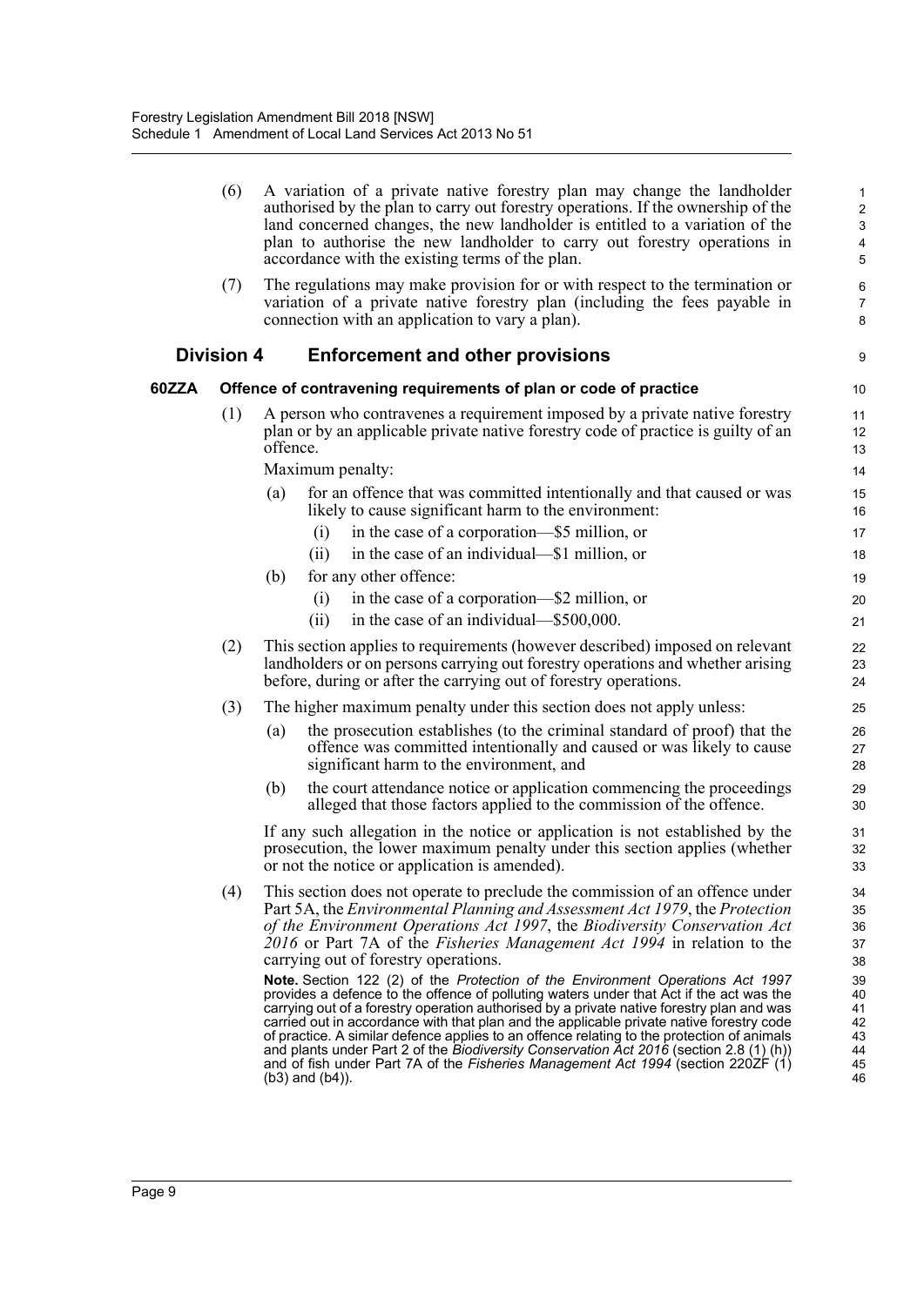(6) A variation of a private native forestry plan may change the landholder authorised by the plan to carry out forestry operations. If the ownership of the land concerned changes, the new landholder is entitled to a variation of the plan to authorise the new landholder to carry out forestry operations in accordance with the existing terms of the plan.

(7) The regulations may make provision for or with respect to the termination or variation of a private native forestry plan (including the fees payable in connection with an application to vary a plan).

## Division 4 Enforcement and other provisions

### 60ZZA Offence of contravening requirements of plan or code of practice

(1) A person who contravenes a requirement imposed by a private native forestry plan or by an applicable private native forestry code of practice is guilty of an offence.

Maximum penalty:

(a) for an offence that was committed intentionally and that caused or was likely to cause significant harm to the environment:

(i) in the case of a corporation—$5 million, or

(ii) in the case of an individual—$1 million, or

(b) for any other offence:

(i) in the case of a corporation—$2 million, or

(ii) in the case of an individual—$500,000.

(2) This section applies to requirements (however described) imposed on relevant landholders or on persons carrying out forestry operations and whether arising before, during or after the carrying out of forestry operations.

(3) The higher maximum penalty under this section does not apply unless:

(a) the prosecution establishes (to the criminal standard of proof) that the offence was committed intentionally and caused or was likely to cause significant harm to the environment, and

(b) the court attendance notice or application commencing the proceedings alleged that those factors applied to the commission of the offence.

If any such allegation in the notice or application is not established by the prosecution, the lower maximum penalty under this section applies (whether or not the notice or application is amended).

(4) This section does not operate to preclude the commission of an offence under Part 5A, the *Environmental Planning and Assessment Act 1979*, the *Protection of the Environment Operations Act 1997*, the *Biodiversity Conservation Act 2016* or Part 7A of the *Fisheries Management Act 1994* in relation to the carrying out of forestry operations.

**Note.** Section 122 (2) of the *Protection of the Environment Operations Act 1997* provides a defence to the offence of polluting waters under that Act if the act was the carrying out of a forestry operation authorised by a private native forestry plan and was carried out in accordance with that plan and the applicable private native forestry code of practice. A similar defence applies to an offence relating to the protection of animals and plants under Part 2 of the *Biodiversity Conservation Act 2016* (section 2.8 (1) (h)) and of fish under Part 7A of the *Fisheries Management Act 1994* (section 220ZF (1) (b3) and (b4)).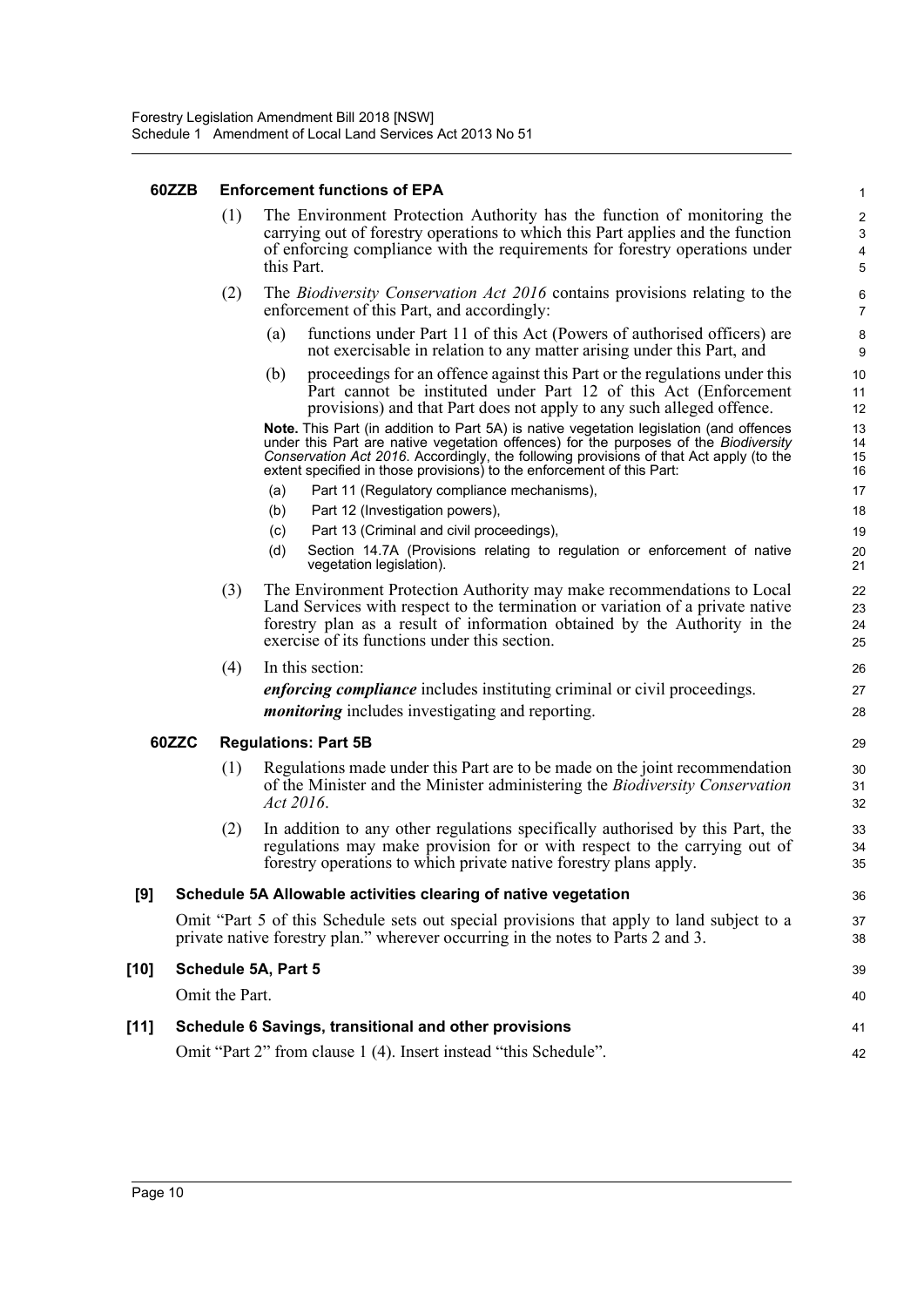#### 60ZZB Enforcement functions of EPA

(1) The Environment Protection Authority has the function of monitoring the carrying out of forestry operations to which this Part applies and the function of enforcing compliance with the requirements for forestry operations under this Part.

(2) The *Biodiversity Conservation Act 2016* contains provisions relating to the enforcement of this Part, and accordingly:

(a) functions under Part 11 of this Act (Powers of authorised officers) are not exercisable in relation to any matter arising under this Part, and

(b) proceedings for an offence against this Part or the regulations under this Part cannot be instituted under Part 12 of this Act (Enforcement provisions) and that Part does not apply to any such alleged offence.

**Note.** This Part (in addition to Part 5A) is native vegetation legislation (and offences under this Part are native vegetation offences) for the purposes of the *Biodiversity Conservation Act 2016*. Accordingly, the following provisions of that Act apply (to the extent specified in those provisions) to the enforcement of this Part:

(a) Part 11 (Regulatory compliance mechanisms),

(b) Part 12 (Investigation powers),

(c) Part 13 (Criminal and civil proceedings),

(d) Section 14.7A (Provisions relating to regulation or enforcement of native vegetation legislation).

(3) The Environment Protection Authority may make recommendations to Local Land Services with respect to the termination or variation of a private native forestry plan as a result of information obtained by the Authority in the exercise of its functions under this section.

(4) In this section:

***enforcing compliance*** includes instituting criminal or civil proceedings.

***monitoring*** includes investigating and reporting.

#### 60ZZC Regulations: Part 5B

(1) Regulations made under this Part are to be made on the joint recommendation of the Minister and the Minister administering the *Biodiversity Conservation Act 2016*.

(2) In addition to any other regulations specifically authorised by this Part, the regulations may make provision for or with respect to the carrying out of forestry operations to which private native forestry plans apply.

### [9] Schedule 5A Allowable activities clearing of native vegetation

Omit "Part 5 of this Schedule sets out special provisions that apply to land subject to a private native forestry plan." wherever occurring in the notes to Parts 2 and 3.

### [10] Schedule 5A, Part 5

Omit the Part.

### [11] Schedule 6 Savings, transitional and other provisions

Omit "Part 2" from clause 1 (4). Insert instead "this Schedule".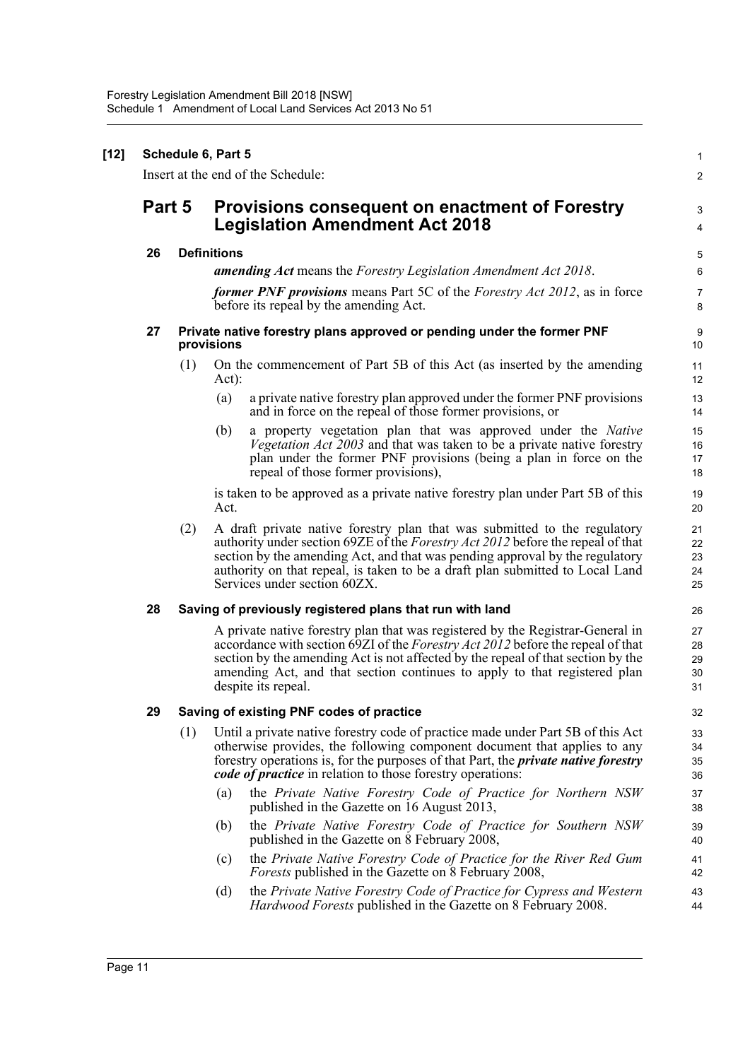**[12] Schedule 6, Part 5**

Insert at the end of the Schedule:

## Part 5 Provisions consequent on enactment of Forestry Legislation Amendment Act 2018

### 26 Definitions

***amending Act*** means the *Forestry Legislation Amendment Act 2018*.

***former PNF provisions*** means Part 5C of the *Forestry Act 2012*, as in force before its repeal by the amending Act.

### 27 Private native forestry plans approved or pending under the former PNF provisions

(1) On the commencement of Part 5B of this Act (as inserted by the amending Act):

(a) a private native forestry plan approved under the former PNF provisions and in force on the repeal of those former provisions, or

(b) a property vegetation plan that was approved under the *Native Vegetation Act 2003* and that was taken to be a private native forestry plan under the former PNF provisions (being a plan in force on the repeal of those former provisions),

is taken to be approved as a private native forestry plan under Part 5B of this Act.

(2) A draft private native forestry plan that was submitted to the regulatory authority under section 69ZE of the *Forestry Act 2012* before the repeal of that section by the amending Act, and that was pending approval by the regulatory authority on that repeal, is taken to be a draft plan submitted to Local Land Services under section 60ZX.

### 28 Saving of previously registered plans that run with land

A private native forestry plan that was registered by the Registrar-General in accordance with section 69ZI of the *Forestry Act 2012* before the repeal of that section by the amending Act is not affected by the repeal of that section by the amending Act, and that section continues to apply to that registered plan despite its repeal.

### 29 Saving of existing PNF codes of practice

(1) Until a private native forestry code of practice made under Part 5B of this Act otherwise provides, the following component document that applies to any forestry operations is, for the purposes of that Part, the ***private native forestry code of practice*** in relation to those forestry operations:

(a) the *Private Native Forestry Code of Practice for Northern NSW* published in the Gazette on 16 August 2013,

(b) the *Private Native Forestry Code of Practice for Southern NSW* published in the Gazette on 8 February 2008,

(c) the *Private Native Forestry Code of Practice for the River Red Gum Forests* published in the Gazette on 8 February 2008,

(d) the *Private Native Forestry Code of Practice for Cypress and Western Hardwood Forests* published in the Gazette on 8 February 2008.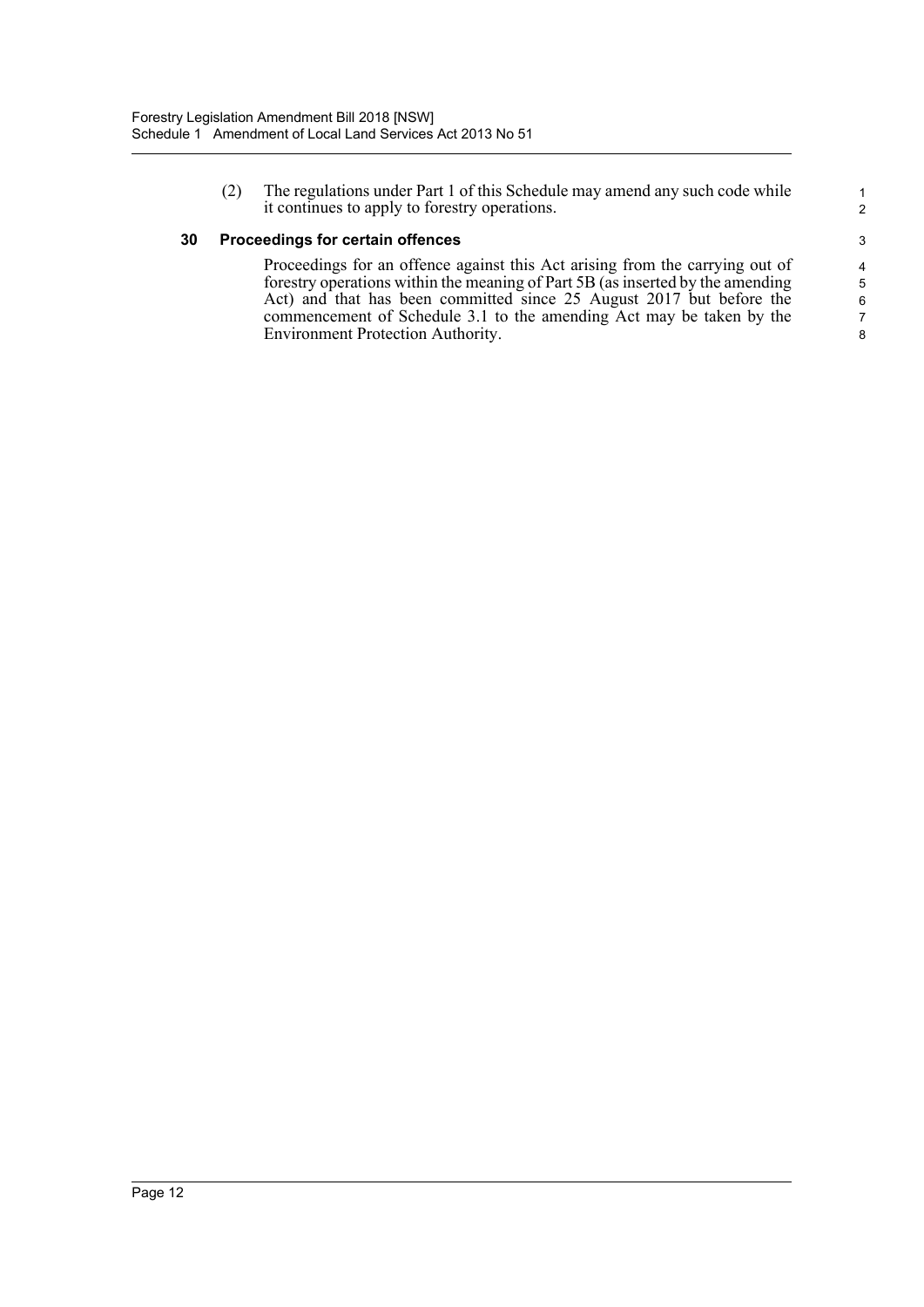(2) The regulations under Part 1 of this Schedule may amend any such code while it continues to apply to forestry operations.

**30 Proceedings for certain offences**

Proceedings for an offence against this Act arising from the carrying out of forestry operations within the meaning of Part 5B (as inserted by the amending Act) and that has been committed since 25 August 2017 but before the commencement of Schedule 3.1 to the amending Act may be taken by the Environment Protection Authority.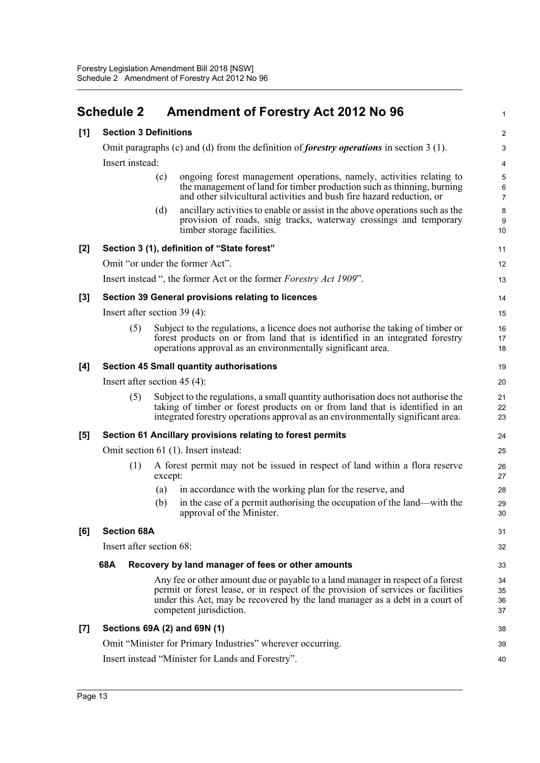## Schedule 2 Amendment of Forestry Act 2012 No 96

### [1] Section 3 Definitions

Omit paragraphs (c) and (d) from the definition of ***forestry operations*** in section 3 (1).

Insert instead:

(c) ongoing forest management operations, namely, activities relating to the management of land for timber production such as thinning, burning and other silvicultural activities and bush fire hazard reduction, or

(d) ancillary activities to enable or assist in the above operations such as the provision of roads, snig tracks, waterway crossings and temporary timber storage facilities.

### [2] Section 3 (1), definition of "State forest"

Omit "or under the former Act".

Insert instead ", the former Act or the former *Forestry Act 1909*".

### [3] Section 39 General provisions relating to licences

Insert after section 39 (4):

(5) Subject to the regulations, a licence does not authorise the taking of timber or forest products on or from land that is identified in an integrated forestry operations approval as an environmentally significant area.

### [4] Section 45 Small quantity authorisations

Insert after section 45 (4):

(5) Subject to the regulations, a small quantity authorisation does not authorise the taking of timber or forest products on or from land that is identified in an integrated forestry operations approval as an environmentally significant area.

### [5] Section 61 Ancillary provisions relating to forest permits

Omit section 61 (1). Insert instead:

(1) A forest permit may not be issued in respect of land within a flora reserve except:

(a) in accordance with the working plan for the reserve, and

(b) in the case of a permit authorising the occupation of the land—with the approval of the Minister.

### [6] Section 68A

Insert after section 68:

#### 68A Recovery by land manager of fees or other amounts

Any fee or other amount due or payable to a land manager in respect of a forest permit or forest lease, or in respect of the provision of services or facilities under this Act, may be recovered by the land manager as a debt in a court of competent jurisdiction.

### [7] Sections 69A (2) and 69N (1)

Omit "Minister for Primary Industries" wherever occurring.

Insert instead "Minister for Lands and Forestry".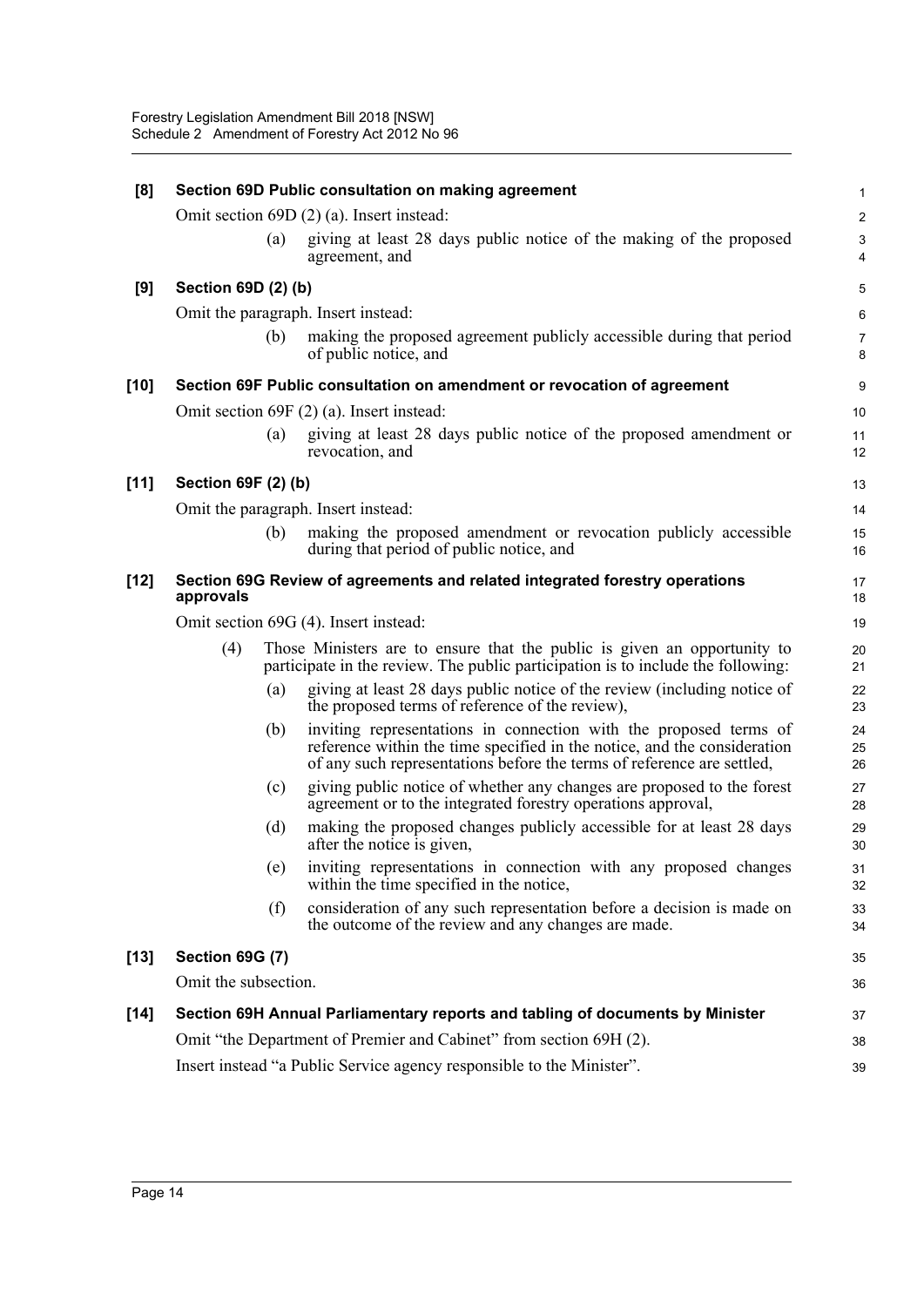**[8] Section 69D Public consultation on making agreement**

Omit section 69D (2) (a). Insert instead:

> (a) giving at least 28 days public notice of the making of the proposed agreement, and

**[9] Section 69D (2) (b)**

Omit the paragraph. Insert instead:

> (b) making the proposed agreement publicly accessible during that period of public notice, and

**[10] Section 69F Public consultation on amendment or revocation of agreement**

Omit section 69F (2) (a). Insert instead:

> (a) giving at least 28 days public notice of the proposed amendment or revocation, and

**[11] Section 69F (2) (b)**

Omit the paragraph. Insert instead:

> (b) making the proposed amendment or revocation publicly accessible during that period of public notice, and

**[12] Section 69G Review of agreements and related integrated forestry operations approvals**

Omit section 69G (4). Insert instead:

> (4) Those Ministers are to ensure that the public is given an opportunity to participate in the review. The public participation is to include the following:
>
> (a) giving at least 28 days public notice of the review (including notice of the proposed terms of reference of the review),
>
> (b) inviting representations in connection with the proposed terms of reference within the time specified in the notice, and the consideration of any such representations before the terms of reference are settled,
>
> (c) giving public notice of whether any changes are proposed to the forest agreement or to the integrated forestry operations approval,
>
> (d) making the proposed changes publicly accessible for at least 28 days after the notice is given,
>
> (e) inviting representations in connection with any proposed changes within the time specified in the notice,
>
> (f) consideration of any such representation before a decision is made on the outcome of the review and any changes are made.

**[13] Section 69G (7)**

Omit the subsection.

**[14] Section 69H Annual Parliamentary reports and tabling of documents by Minister**

Omit "the Department of Premier and Cabinet" from section 69H (2).

Insert instead "a Public Service agency responsible to the Minister".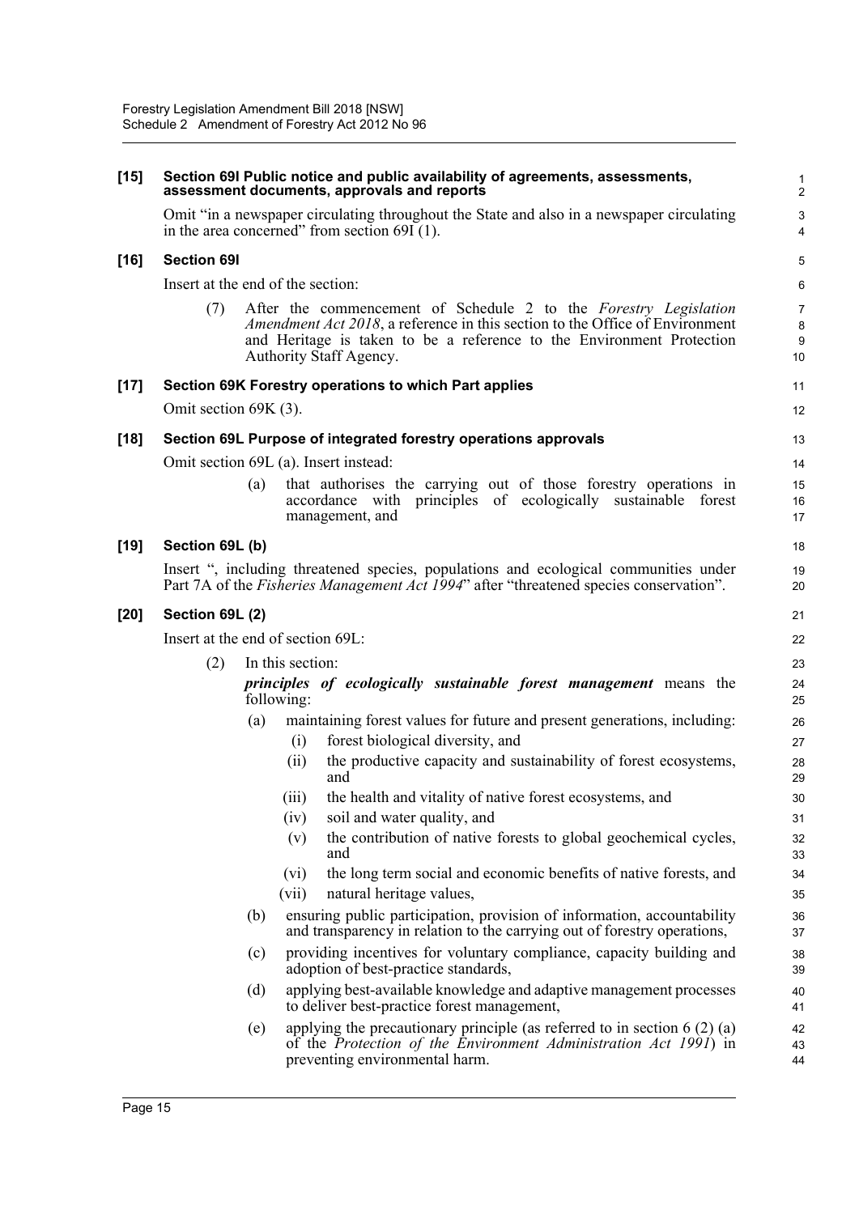**[15] Section 69I Public notice and public availability of agreements, assessments, assessment documents, approvals and reports**

Omit "in a newspaper circulating throughout the State and also in a newspaper circulating in the area concerned" from section 69I (1).

**[16] Section 69I**

Insert at the end of the section:

(7) After the commencement of Schedule 2 to the *Forestry Legislation Amendment Act 2018*, a reference in this section to the Office of Environment and Heritage is taken to be a reference to the Environment Protection Authority Staff Agency.

**[17] Section 69K Forestry operations to which Part applies**

Omit section 69K (3).

**[18] Section 69L Purpose of integrated forestry operations approvals**

Omit section 69L (a). Insert instead:

(a) that authorises the carrying out of those forestry operations in accordance with principles of ecologically sustainable forest management, and

**[19] Section 69L (b)**

Insert ", including threatened species, populations and ecological communities under Part 7A of the *Fisheries Management Act 1994*" after "threatened species conservation".

**[20] Section 69L (2)**

Insert at the end of section 69L:

(2) In this section:

***principles of ecologically sustainable forest management*** means the following:

(a) maintaining forest values for future and present generations, including:

(i) forest biological diversity, and

(ii) the productive capacity and sustainability of forest ecosystems, and

(iii) the health and vitality of native forest ecosystems, and

(iv) soil and water quality, and

(v) the contribution of native forests to global geochemical cycles, and

(vi) the long term social and economic benefits of native forests, and

(vii) natural heritage values,

(b) ensuring public participation, provision of information, accountability and transparency in relation to the carrying out of forestry operations,

(c) providing incentives for voluntary compliance, capacity building and adoption of best-practice standards,

(d) applying best-available knowledge and adaptive management processes to deliver best-practice forest management,

(e) applying the precautionary principle (as referred to in section 6 (2) (a) of the *Protection of the Environment Administration Act 1991*) in preventing environmental harm.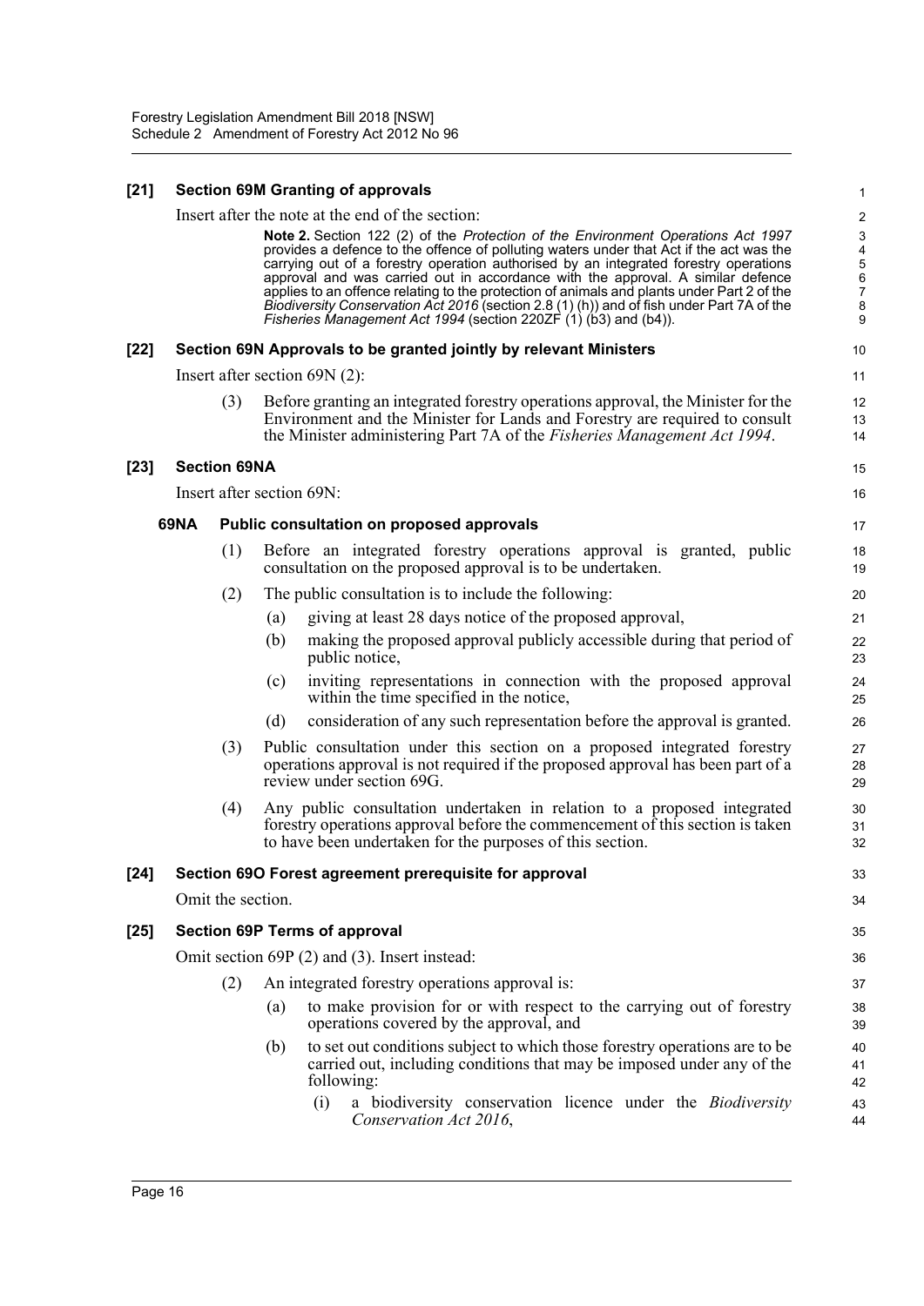**[21] Section 69M Granting of approvals**

Insert after the note at the end of the section:

> **Note 2.** Section 122 (2) of the *Protection of the Environment Operations Act 1997* provides a defence to the offence of polluting waters under that Act if the act was the carrying out of a forestry operation authorised by an integrated forestry operations approval and was carried out in accordance with the approval. A similar defence applies to an offence relating to the protection of animals and plants under Part 2 of the *Biodiversity Conservation Act 2016* (section 2.8 (1) (h)) and of fish under Part 7A of the *Fisheries Management Act 1994* (section 220ZF (1) (b3) and (b4)).

**[22] Section 69N Approvals to be granted jointly by relevant Ministers**

Insert after section 69N (2):

(3) Before granting an integrated forestry operations approval, the Minister for the Environment and the Minister for Lands and Forestry are required to consult the Minister administering Part 7A of the *Fisheries Management Act 1994*.

**[23] Section 69NA**

Insert after section 69N:

**69NA Public consultation on proposed approvals**

(1) Before an integrated forestry operations approval is granted, public consultation on the proposed approval is to be undertaken.

(2) The public consultation is to include the following:

(a) giving at least 28 days notice of the proposed approval,

(b) making the proposed approval publicly accessible during that period of public notice,

(c) inviting representations in connection with the proposed approval within the time specified in the notice,

(d) consideration of any such representation before the approval is granted.

(3) Public consultation under this section on a proposed integrated forestry operations approval is not required if the proposed approval has been part of a review under section 69G.

(4) Any public consultation undertaken in relation to a proposed integrated forestry operations approval before the commencement of this section is taken to have been undertaken for the purposes of this section.

**[24] Section 69O Forest agreement prerequisite for approval**

Omit the section.

**[25] Section 69P Terms of approval**

Omit section 69P (2) and (3). Insert instead:

(2) An integrated forestry operations approval is:

(a) to make provision for or with respect to the carrying out of forestry operations covered by the approval, and

(b) to set out conditions subject to which those forestry operations are to be carried out, including conditions that may be imposed under any of the following:

(i) a biodiversity conservation licence under the *Biodiversity Conservation Act 2016*,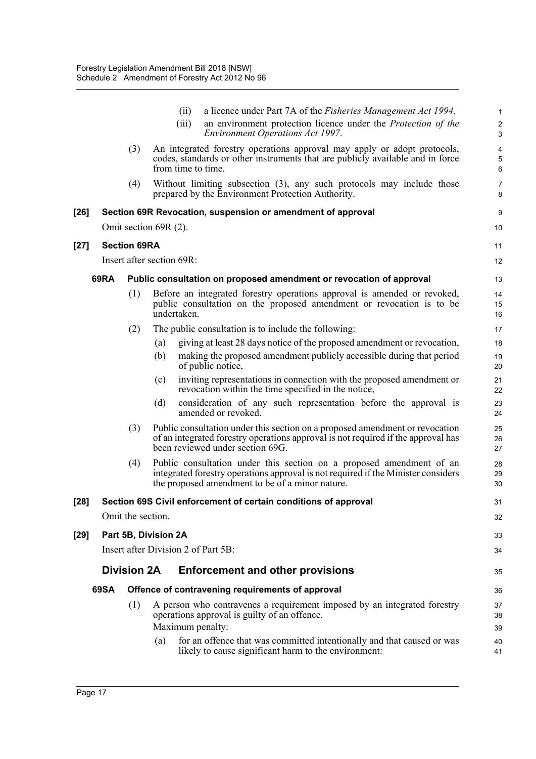(ii) a licence under Part 7A of the *Fisheries Management Act 1994*,

(iii) an environment protection licence under the *Protection of the Environment Operations Act 1997*.

(3) An integrated forestry operations approval may apply or adopt protocols, codes, standards or other instruments that are publicly available and in force from time to time.

(4) Without limiting subsection (3), any such protocols may include those prepared by the Environment Protection Authority.

**[26] Section 69R Revocation, suspension or amendment of approval**

Omit section 69R (2).

**[27] Section 69RA**

Insert after section 69R:

**69RA Public consultation on proposed amendment or revocation of approval**

(1) Before an integrated forestry operations approval is amended or revoked, public consultation on the proposed amendment or revocation is to be undertaken.

(2) The public consultation is to include the following:

(a) giving at least 28 days notice of the proposed amendment or revocation,

(b) making the proposed amendment publicly accessible during that period of public notice,

(c) inviting representations in connection with the proposed amendment or revocation within the time specified in the notice,

(d) consideration of any such representation before the approval is amended or revoked.

(3) Public consultation under this section on a proposed amendment or revocation of an integrated forestry operations approval is not required if the approval has been reviewed under section 69G.

(4) Public consultation under this section on a proposed amendment of an integrated forestry operations approval is not required if the Minister considers the proposed amendment to be of a minor nature.

**[28] Section 69S Civil enforcement of certain conditions of approval**

Omit the section.

**[29] Part 5B, Division 2A**

Insert after Division 2 of Part 5B:

## Division 2A Enforcement and other provisions

**69SA Offence of contravening requirements of approval**

(1) A person who contravenes a requirement imposed by an integrated forestry operations approval is guilty of an offence.

Maximum penalty:

(a) for an offence that was committed intentionally and that caused or was likely to cause significant harm to the environment: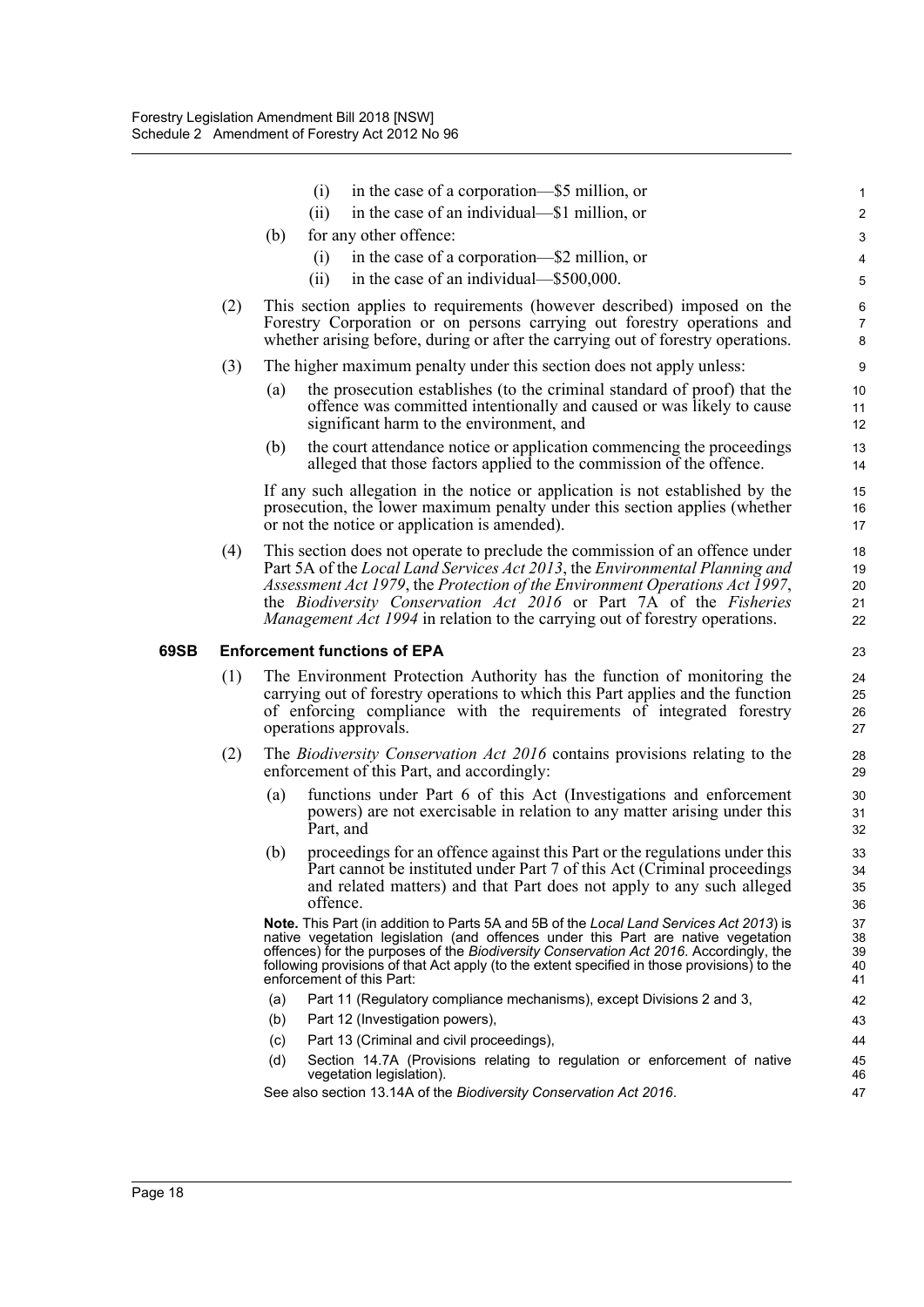(i) in the case of a corporation—$5 million, or

(ii) in the case of an individual—$1 million, or

(b) for any other offence:

(i) in the case of a corporation—$2 million, or

(ii) in the case of an individual—$500,000.

(2) This section applies to requirements (however described) imposed on the Forestry Corporation or on persons carrying out forestry operations and whether arising before, during or after the carrying out of forestry operations.

(3) The higher maximum penalty under this section does not apply unless:

(a) the prosecution establishes (to the criminal standard of proof) that the offence was committed intentionally and caused or was likely to cause significant harm to the environment, and

(b) the court attendance notice or application commencing the proceedings alleged that those factors applied to the commission of the offence.

If any such allegation in the notice or application is not established by the prosecution, the lower maximum penalty under this section applies (whether or not the notice or application is amended).

(4) This section does not operate to preclude the commission of an offence under Part 5A of the *Local Land Services Act 2013*, the *Environmental Planning and Assessment Act 1979*, the *Protection of the Environment Operations Act 1997*, the *Biodiversity Conservation Act 2016* or Part 7A of the *Fisheries Management Act 1994* in relation to the carrying out of forestry operations.

### 69SB Enforcement functions of EPA

(1) The Environment Protection Authority has the function of monitoring the carrying out of forestry operations to which this Part applies and the function of enforcing compliance with the requirements of integrated forestry operations approvals.

(2) The *Biodiversity Conservation Act 2016* contains provisions relating to the enforcement of this Part, and accordingly:

(a) functions under Part 6 of this Act (Investigations and enforcement powers) are not exercisable in relation to any matter arising under this Part, and

(b) proceedings for an offence against this Part or the regulations under this Part cannot be instituted under Part 7 of this Act (Criminal proceedings and related matters) and that Part does not apply to any such alleged offence.

**Note.** This Part (in addition to Parts 5A and 5B of the *Local Land Services Act 2013*) is native vegetation legislation (and offences under this Part are native vegetation offences) for the purposes of the *Biodiversity Conservation Act 2016*. Accordingly, the following provisions of that Act apply (to the extent specified in those provisions) to the enforcement of this Part:

(a) Part 11 (Regulatory compliance mechanisms), except Divisions 2 and 3,

(b) Part 12 (Investigation powers),

(c) Part 13 (Criminal and civil proceedings),

(d) Section 14.7A (Provisions relating to regulation or enforcement of native vegetation legislation).

See also section 13.14A of the *Biodiversity Conservation Act 2016*.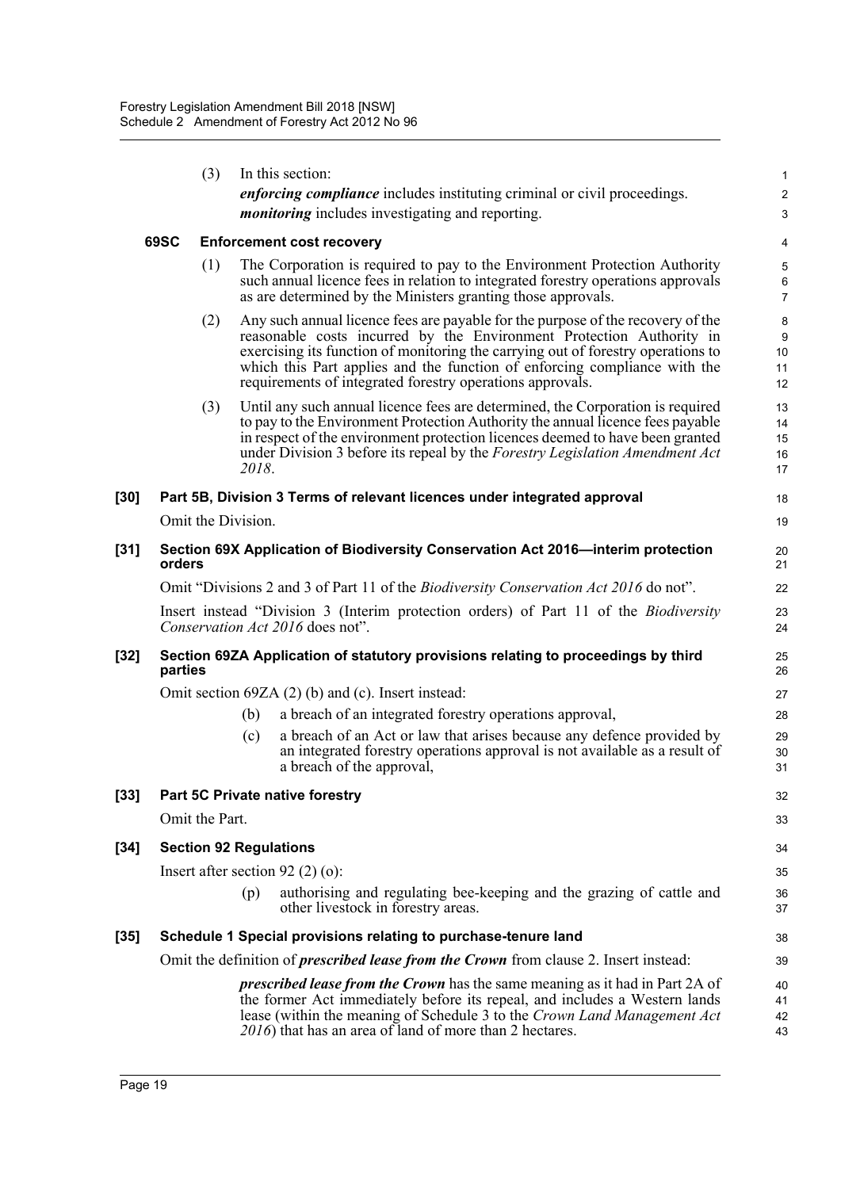(3) In this section:

***enforcing compliance*** includes instituting criminal or civil proceedings.

***monitoring*** includes investigating and reporting.

**69SC Enforcement cost recovery**

(1) The Corporation is required to pay to the Environment Protection Authority such annual licence fees in relation to integrated forestry operations approvals as are determined by the Ministers granting those approvals.

(2) Any such annual licence fees are payable for the purpose of the recovery of the reasonable costs incurred by the Environment Protection Authority in exercising its function of monitoring the carrying out of forestry operations to which this Part applies and the function of enforcing compliance with the requirements of integrated forestry operations approvals.

(3) Until any such annual licence fees are determined, the Corporation is required to pay to the Environment Protection Authority the annual licence fees payable in respect of the environment protection licences deemed to have been granted under Division 3 before its repeal by the *Forestry Legislation Amendment Act 2018*.

**[30] Part 5B, Division 3 Terms of relevant licences under integrated approval**

Omit the Division.

**[31] Section 69X Application of Biodiversity Conservation Act 2016—interim protection orders**

Omit "Divisions 2 and 3 of Part 11 of the *Biodiversity Conservation Act 2016* do not".

Insert instead "Division 3 (Interim protection orders) of Part 11 of the *Biodiversity Conservation Act 2016* does not".

**[32] Section 69ZA Application of statutory provisions relating to proceedings by third parties**

Omit section 69ZA (2) (b) and (c). Insert instead:

(b) a breach of an integrated forestry operations approval,

(c) a breach of an Act or law that arises because any defence provided by an integrated forestry operations approval is not available as a result of a breach of the approval,

**[33] Part 5C Private native forestry**

Omit the Part.

**[34] Section 92 Regulations**

Insert after section 92 (2) (o):

(p) authorising and regulating bee-keeping and the grazing of cattle and other livestock in forestry areas.

**[35] Schedule 1 Special provisions relating to purchase-tenure land**

Omit the definition of ***prescribed lease from the Crown*** from clause 2. Insert instead:

***prescribed lease from the Crown*** has the same meaning as it had in Part 2A of the former Act immediately before its repeal, and includes a Western lands lease (within the meaning of Schedule 3 to the *Crown Land Management Act 2016*) that has an area of land of more than 2 hectares.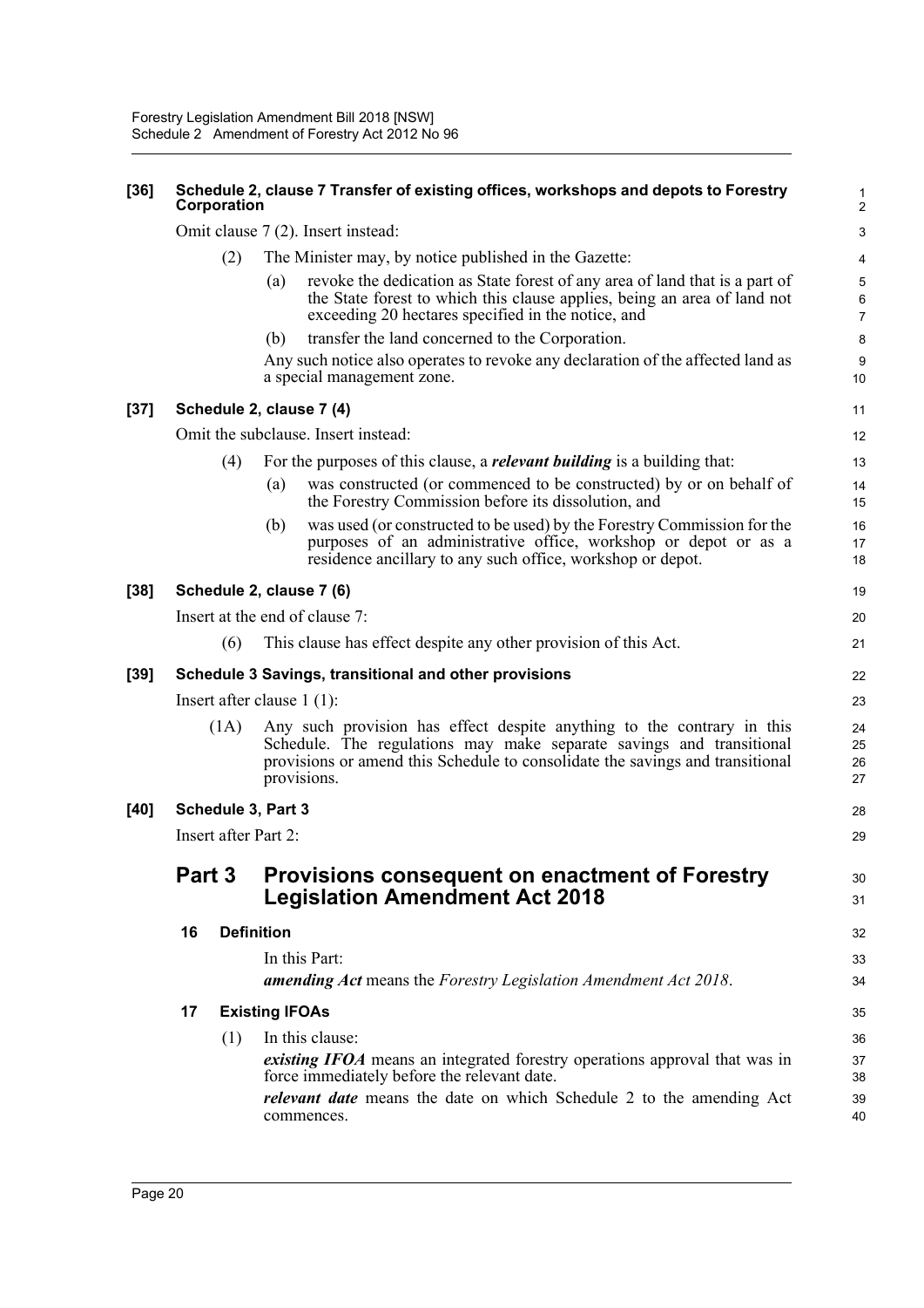**[36] Schedule 2, clause 7 Transfer of existing offices, workshops and depots to Forestry Corporation**

Omit clause 7 (2). Insert instead:

(2) The Minister may, by notice published in the Gazette:

(a) revoke the dedication as State forest of any area of land that is a part of the State forest to which this clause applies, being an area of land not exceeding 20 hectares specified in the notice, and

(b) transfer the land concerned to the Corporation.

Any such notice also operates to revoke any declaration of the affected land as a special management zone.

**[37] Schedule 2, clause 7 (4)**

Omit the subclause. Insert instead:

(4) For the purposes of this clause, a ***relevant building*** is a building that:

(a) was constructed (or commenced to be constructed) by or on behalf of the Forestry Commission before its dissolution, and

(b) was used (or constructed to be used) by the Forestry Commission for the purposes of an administrative office, workshop or depot or as a residence ancillary to any such office, workshop or depot.

**[38] Schedule 2, clause 7 (6)**

Insert at the end of clause 7:

(6) This clause has effect despite any other provision of this Act.

**[39] Schedule 3 Savings, transitional and other provisions**

Insert after clause 1 (1):

(1A) Any such provision has effect despite anything to the contrary in this Schedule. The regulations may make separate savings and transitional provisions or amend this Schedule to consolidate the savings and transitional provisions.

**[40] Schedule 3, Part 3**

Insert after Part 2:

## Part 3 Provisions consequent on enactment of Forestry Legislation Amendment Act 2018

### 16 Definition

In this Part:

***amending Act*** means the *Forestry Legislation Amendment Act 2018*.

### 17 Existing IFOAs

(1) In this clause:

***existing IFOA*** means an integrated forestry operations approval that was in force immediately before the relevant date.

***relevant date*** means the date on which Schedule 2 to the amending Act commences.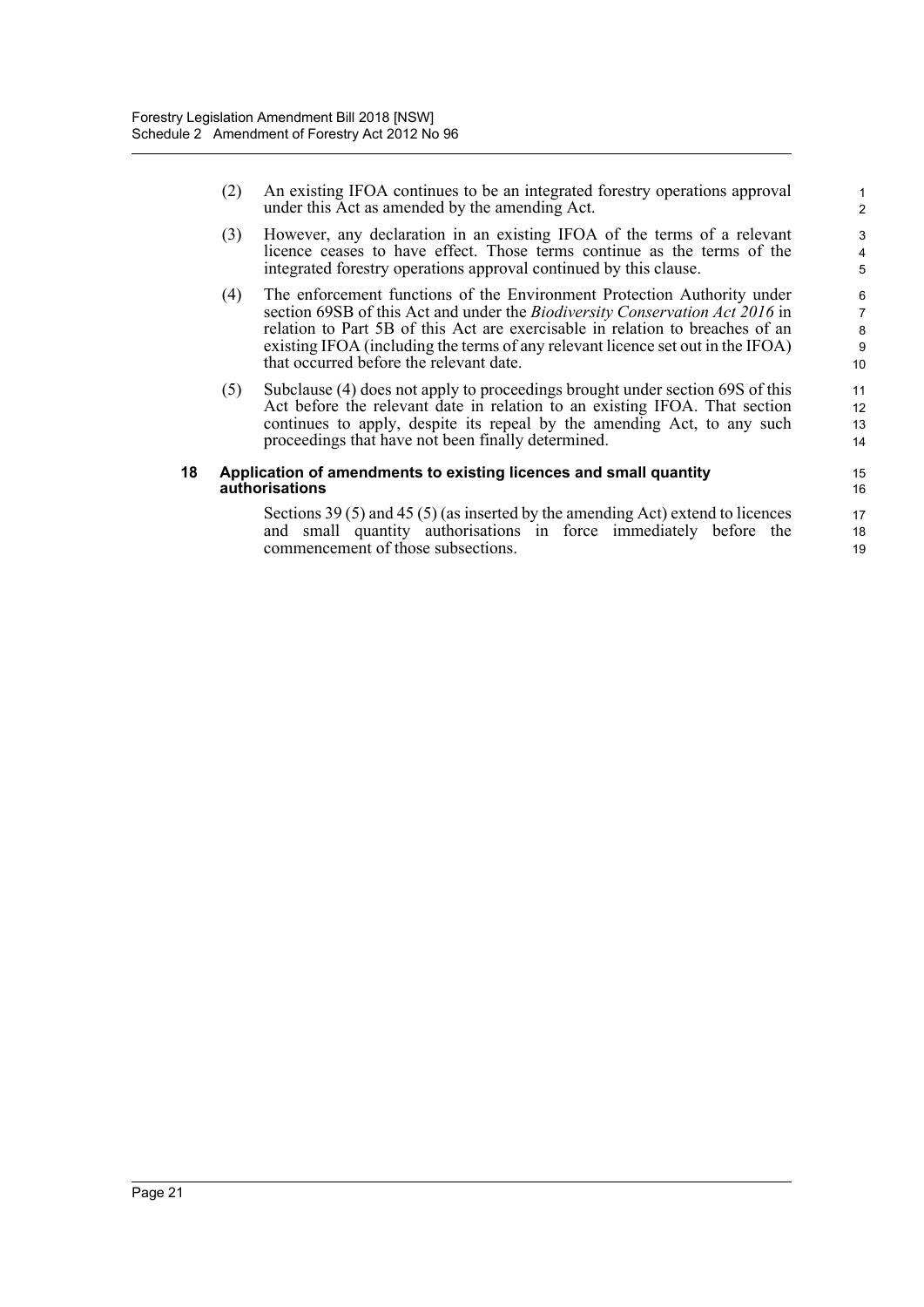(2) An existing IFOA continues to be an integrated forestry operations approval under this Act as amended by the amending Act.

(3) However, any declaration in an existing IFOA of the terms of a relevant licence ceases to have effect. Those terms continue as the terms of the integrated forestry operations approval continued by this clause.

(4) The enforcement functions of the Environment Protection Authority under section 69SB of this Act and under the *Biodiversity Conservation Act 2016* in relation to Part 5B of this Act are exercisable in relation to breaches of an existing IFOA (including the terms of any relevant licence set out in the IFOA) that occurred before the relevant date.

(5) Subclause (4) does not apply to proceedings brought under section 69S of this Act before the relevant date in relation to an existing IFOA. That section continues to apply, despite its repeal by the amending Act, to any such proceedings that have not been finally determined.

**18 Application of amendments to existing licences and small quantity authorisations**

Sections 39 (5) and 45 (5) (as inserted by the amending Act) extend to licences and small quantity authorisations in force immediately before the commencement of those subsections.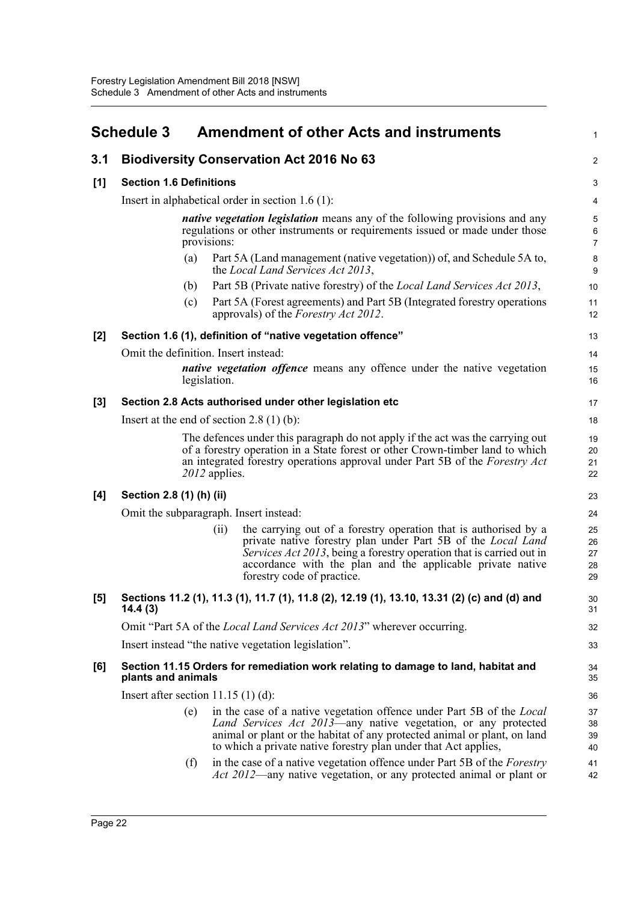## Schedule 3 Amendment of other Acts and instruments

### 3.1 Biodiversity Conservation Act 2016 No 63

**[1] Section 1.6 Definitions**

Insert in alphabetical order in section 1.6 (1):

> ***native vegetation legislation*** means any of the following provisions and any regulations or other instruments or requirements issued or made under those provisions:
>
> (a) Part 5A (Land management (native vegetation)) of, and Schedule 5A to, the *Local Land Services Act 2013*,
>
> (b) Part 5B (Private native forestry) of the *Local Land Services Act 2013*,
>
> (c) Part 5A (Forest agreements) and Part 5B (Integrated forestry operations approvals) of the *Forestry Act 2012*.

**[2] Section 1.6 (1), definition of "native vegetation offence"**

Omit the definition. Insert instead:

> ***native vegetation offence*** means any offence under the native vegetation legislation.

**[3] Section 2.8 Acts authorised under other legislation etc**

Insert at the end of section 2.8 (1) (b):

> The defences under this paragraph do not apply if the act was the carrying out of a forestry operation in a State forest or other Crown-timber land to which an integrated forestry operations approval under Part 5B of the *Forestry Act 2012* applies.

**[4] Section 2.8 (1) (h) (ii)**

Omit the subparagraph. Insert instead:

> (ii) the carrying out of a forestry operation that is authorised by a private native forestry plan under Part 5B of the *Local Land Services Act 2013*, being a forestry operation that is carried out in accordance with the plan and the applicable private native forestry code of practice.

**[5] Sections 11.2 (1), 11.3 (1), 11.7 (1), 11.8 (2), 12.19 (1), 13.10, 13.31 (2) (c) and (d) and 14.4 (3)**

Omit "Part 5A of the *Local Land Services Act 2013*" wherever occurring.

Insert instead "the native vegetation legislation".

**[6] Section 11.15 Orders for remediation work relating to damage to land, habitat and plants and animals**

Insert after section 11.15 (1) (d):

> (e) in the case of a native vegetation offence under Part 5B of the *Local Land Services Act 2013*—any native vegetation, or any protected animal or plant or the habitat of any protected animal or plant, on land to which a private native forestry plan under that Act applies,
>
> (f) in the case of a native vegetation offence under Part 5B of the *Forestry Act 2012*—any native vegetation, or any protected animal or plant or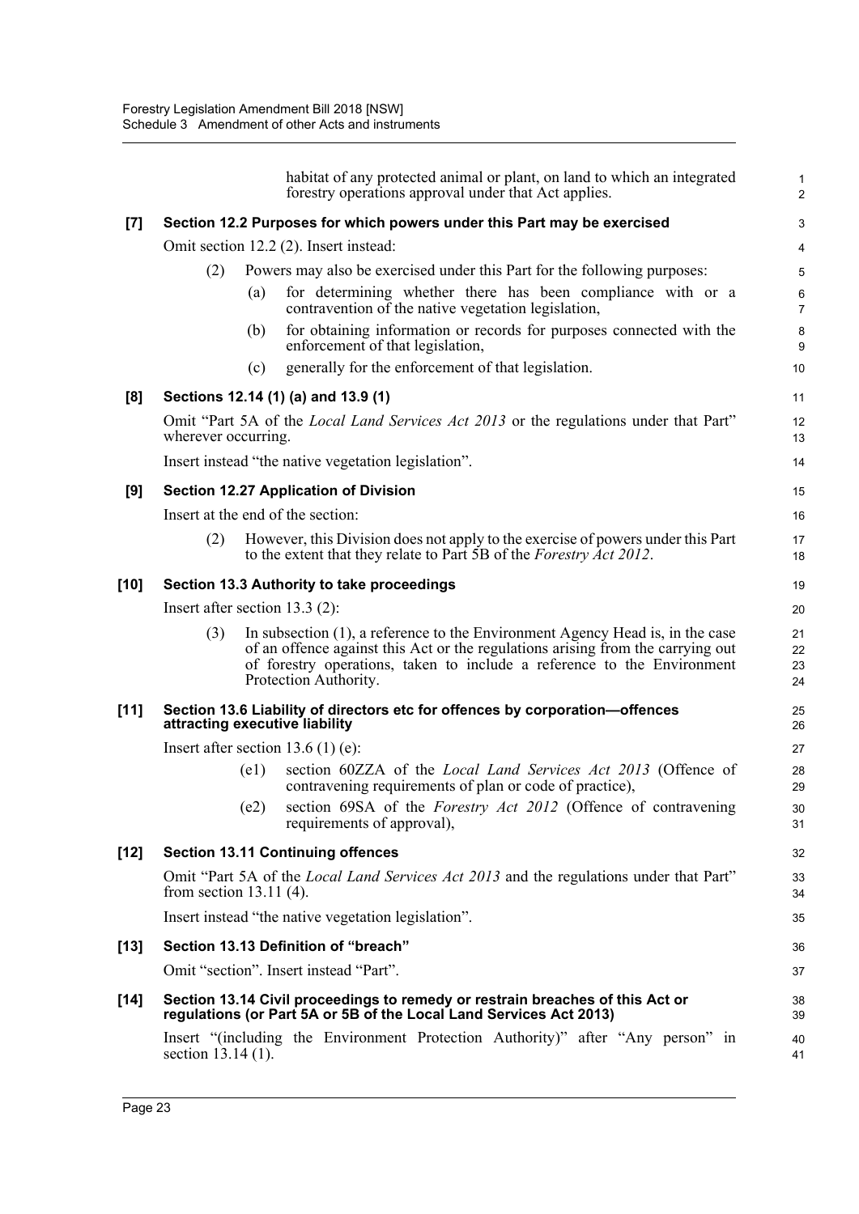habitat of any protected animal or plant, on land to which an integrated forestry operations approval under that Act applies.

**[7] Section 12.2 Purposes for which powers under this Part may be exercised**

Omit section 12.2 (2). Insert instead:

(2) Powers may also be exercised under this Part for the following purposes:

(a) for determining whether there has been compliance with or a contravention of the native vegetation legislation,

(b) for obtaining information or records for purposes connected with the enforcement of that legislation,

(c) generally for the enforcement of that legislation.

**[8] Sections 12.14 (1) (a) and 13.9 (1)**

Omit "Part 5A of the *Local Land Services Act 2013* or the regulations under that Part" wherever occurring.

Insert instead "the native vegetation legislation".

**[9] Section 12.27 Application of Division**

Insert at the end of the section:

(2) However, this Division does not apply to the exercise of powers under this Part to the extent that they relate to Part 5B of the *Forestry Act 2012*.

**[10] Section 13.3 Authority to take proceedings**

Insert after section 13.3 (2):

(3) In subsection (1), a reference to the Environment Agency Head is, in the case of an offence against this Act or the regulations arising from the carrying out of forestry operations, taken to include a reference to the Environment Protection Authority.

**[11] Section 13.6 Liability of directors etc for offences by corporation—offences attracting executive liability**

Insert after section 13.6 (1) (e):

(e1) section 60ZZA of the *Local Land Services Act 2013* (Offence of contravening requirements of plan or code of practice),

(e2) section 69SA of the *Forestry Act 2012* (Offence of contravening requirements of approval),

**[12] Section 13.11 Continuing offences**

Omit "Part 5A of the *Local Land Services Act 2013* and the regulations under that Part" from section 13.11 (4).

Insert instead "the native vegetation legislation".

**[13] Section 13.13 Definition of "breach"**

Omit "section". Insert instead "Part".

**[14] Section 13.14 Civil proceedings to remedy or restrain breaches of this Act or regulations (or Part 5A or 5B of the Local Land Services Act 2013)**

Insert "(including the Environment Protection Authority)" after "Any person" in section 13.14 (1).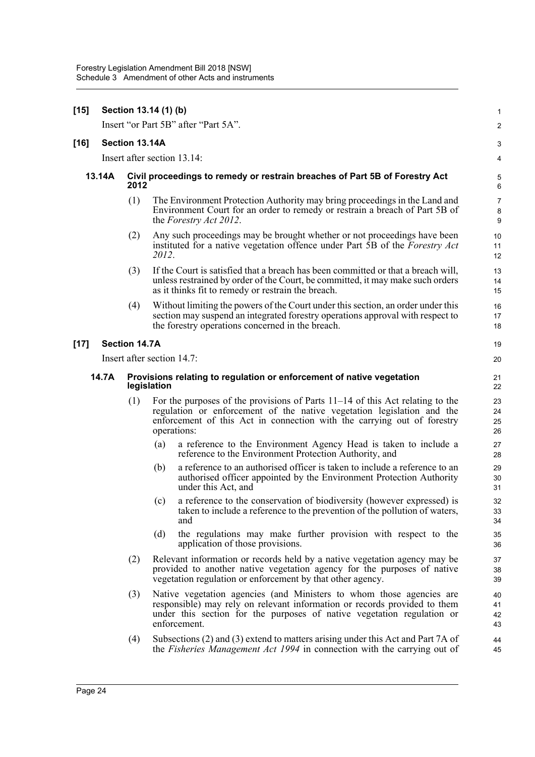**[15] Section 13.14 (1) (b)**

Insert "or Part 5B" after "Part 5A".

**[16] Section 13.14A**

Insert after section 13.14:

**13.14A Civil proceedings to remedy or restrain breaches of Part 5B of Forestry Act 2012**

(1) The Environment Protection Authority may bring proceedings in the Land and Environment Court for an order to remedy or restrain a breach of Part 5B of the *Forestry Act 2012*.

(2) Any such proceedings may be brought whether or not proceedings have been instituted for a native vegetation offence under Part 5B of the *Forestry Act 2012*.

(3) If the Court is satisfied that a breach has been committed or that a breach will, unless restrained by order of the Court, be committed, it may make such orders as it thinks fit to remedy or restrain the breach.

(4) Without limiting the powers of the Court under this section, an order under this section may suspend an integrated forestry operations approval with respect to the forestry operations concerned in the breach.

**[17] Section 14.7A**

Insert after section 14.7:

**14.7A Provisions relating to regulation or enforcement of native vegetation legislation**

(1) For the purposes of the provisions of Parts 11–14 of this Act relating to the regulation or enforcement of the native vegetation legislation and the enforcement of this Act in connection with the carrying out of forestry operations:

(a) a reference to the Environment Agency Head is taken to include a reference to the Environment Protection Authority, and

(b) a reference to an authorised officer is taken to include a reference to an authorised officer appointed by the Environment Protection Authority under this Act, and

(c) a reference to the conservation of biodiversity (however expressed) is taken to include a reference to the prevention of the pollution of waters, and

(d) the regulations may make further provision with respect to the application of those provisions.

(2) Relevant information or records held by a native vegetation agency may be provided to another native vegetation agency for the purposes of native vegetation regulation or enforcement by that other agency.

(3) Native vegetation agencies (and Ministers to whom those agencies are responsible) may rely on relevant information or records provided to them under this section for the purposes of native vegetation regulation or enforcement.

(4) Subsections (2) and (3) extend to matters arising under this Act and Part 7A of the *Fisheries Management Act 1994* in connection with the carrying out of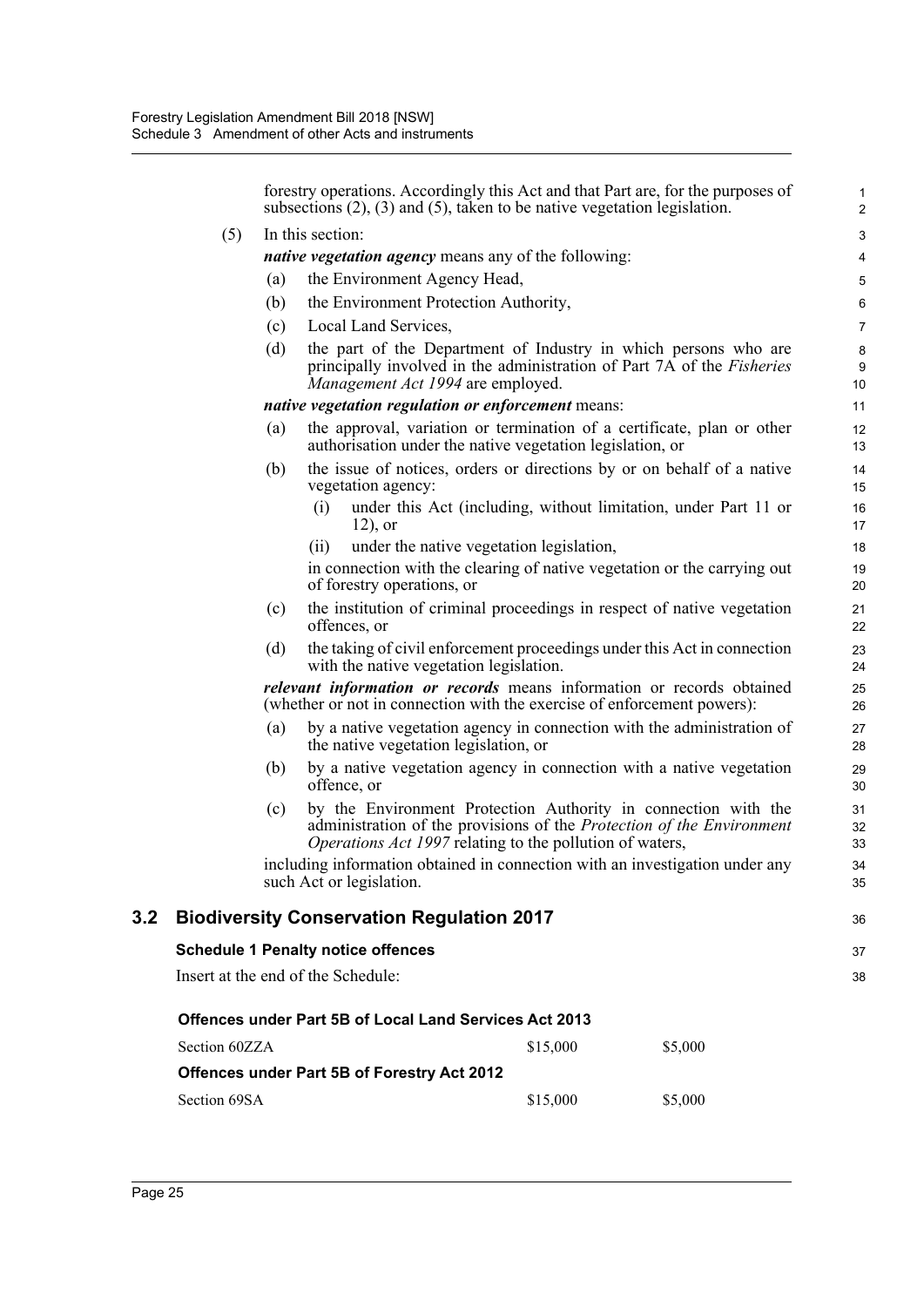forestry operations. Accordingly this Act and that Part are, for the purposes of subsections (2), (3) and (5), taken to be native vegetation legislation.

(5) In this section:

***native vegetation agency*** means any of the following:

(a) the Environment Agency Head,

(b) the Environment Protection Authority,

(c) Local Land Services,

(d) the part of the Department of Industry in which persons who are principally involved in the administration of Part 7A of the *Fisheries Management Act 1994* are employed.

***native vegetation regulation or enforcement*** means:

(a) the approval, variation or termination of a certificate, plan or other authorisation under the native vegetation legislation, or

(b) the issue of notices, orders or directions by or on behalf of a native vegetation agency:

(i) under this Act (including, without limitation, under Part 11 or 12), or

(ii) under the native vegetation legislation,

in connection with the clearing of native vegetation or the carrying out of forestry operations, or

(c) the institution of criminal proceedings in respect of native vegetation offences, or

(d) the taking of civil enforcement proceedings under this Act in connection with the native vegetation legislation.

***relevant information or records*** means information or records obtained (whether or not in connection with the exercise of enforcement powers):

(a) by a native vegetation agency in connection with the administration of the native vegetation legislation, or

(b) by a native vegetation agency in connection with a native vegetation offence, or

(c) by the Environment Protection Authority in connection with the administration of the provisions of the *Protection of the Environment Operations Act 1997* relating to the pollution of waters,

including information obtained in connection with an investigation under any such Act or legislation.

## 3.2 Biodiversity Conservation Regulation 2017

### Schedule 1 Penalty notice offences

Insert at the end of the Schedule:

| | | |
|---|---|---|
| **Offences under Part 5B of Local Land Services Act 2013** | | |
| Section 60ZZA | $15,000 | $5,000 |
| **Offences under Part 5B of Forestry Act 2012** | | |
| Section 69SA | $15,000 | $5,000 |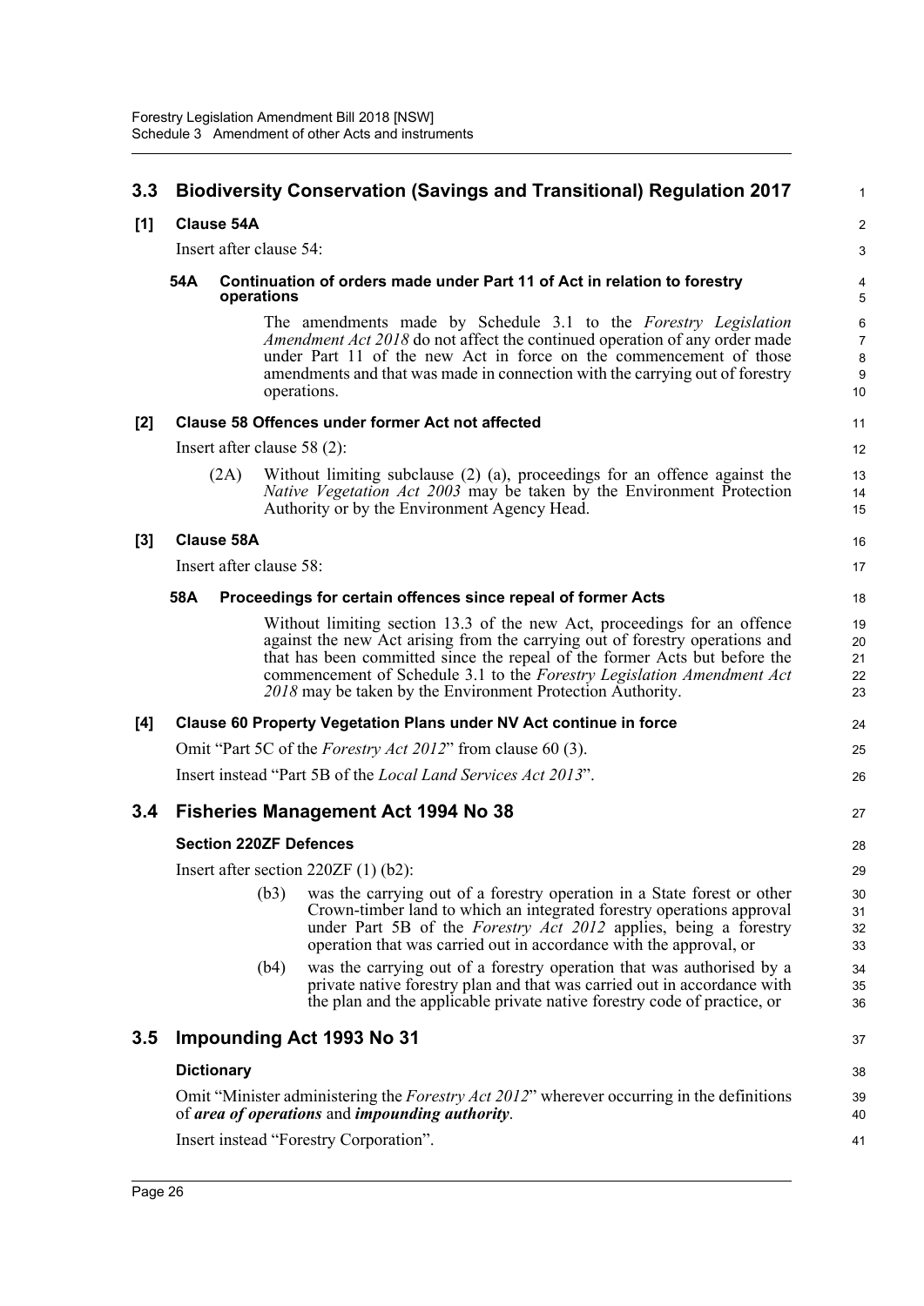## 3.3 Biodiversity Conservation (Savings and Transitional) Regulation 2017

**[1] Clause 54A**

Insert after clause 54:

**54A Continuation of orders made under Part 11 of Act in relation to forestry operations**

The amendments made by Schedule 3.1 to the *Forestry Legislation Amendment Act 2018* do not affect the continued operation of any order made under Part 11 of the new Act in force on the commencement of those amendments and that was made in connection with the carrying out of forestry operations.

**[2] Clause 58 Offences under former Act not affected**

Insert after clause 58 (2):

(2A) Without limiting subclause (2) (a), proceedings for an offence against the *Native Vegetation Act 2003* may be taken by the Environment Protection Authority or by the Environment Agency Head.

**[3] Clause 58A**

Insert after clause 58:

**58A Proceedings for certain offences since repeal of former Acts**

Without limiting section 13.3 of the new Act, proceedings for an offence against the new Act arising from the carrying out of forestry operations and that has been committed since the repeal of the former Acts but before the commencement of Schedule 3.1 to the *Forestry Legislation Amendment Act 2018* may be taken by the Environment Protection Authority.

**[4] Clause 60 Property Vegetation Plans under NV Act continue in force**

Omit "Part 5C of the *Forestry Act 2012*" from clause 60 (3).

Insert instead "Part 5B of the *Local Land Services Act 2013*".

## 3.4 Fisheries Management Act 1994 No 38

**Section 220ZF Defences**

Insert after section 220ZF (1) (b2):

(b3) was the carrying out of a forestry operation in a State forest or other Crown-timber land to which an integrated forestry operations approval under Part 5B of the *Forestry Act 2012* applies, being a forestry operation that was carried out in accordance with the approval, or

(b4) was the carrying out of a forestry operation that was authorised by a private native forestry plan and that was carried out in accordance with the plan and the applicable private native forestry code of practice, or

## 3.5 Impounding Act 1993 No 31

**Dictionary**

Omit "Minister administering the *Forestry Act 2012*" wherever occurring in the definitions of ***area of operations*** and ***impounding authority***.

Insert instead "Forestry Corporation".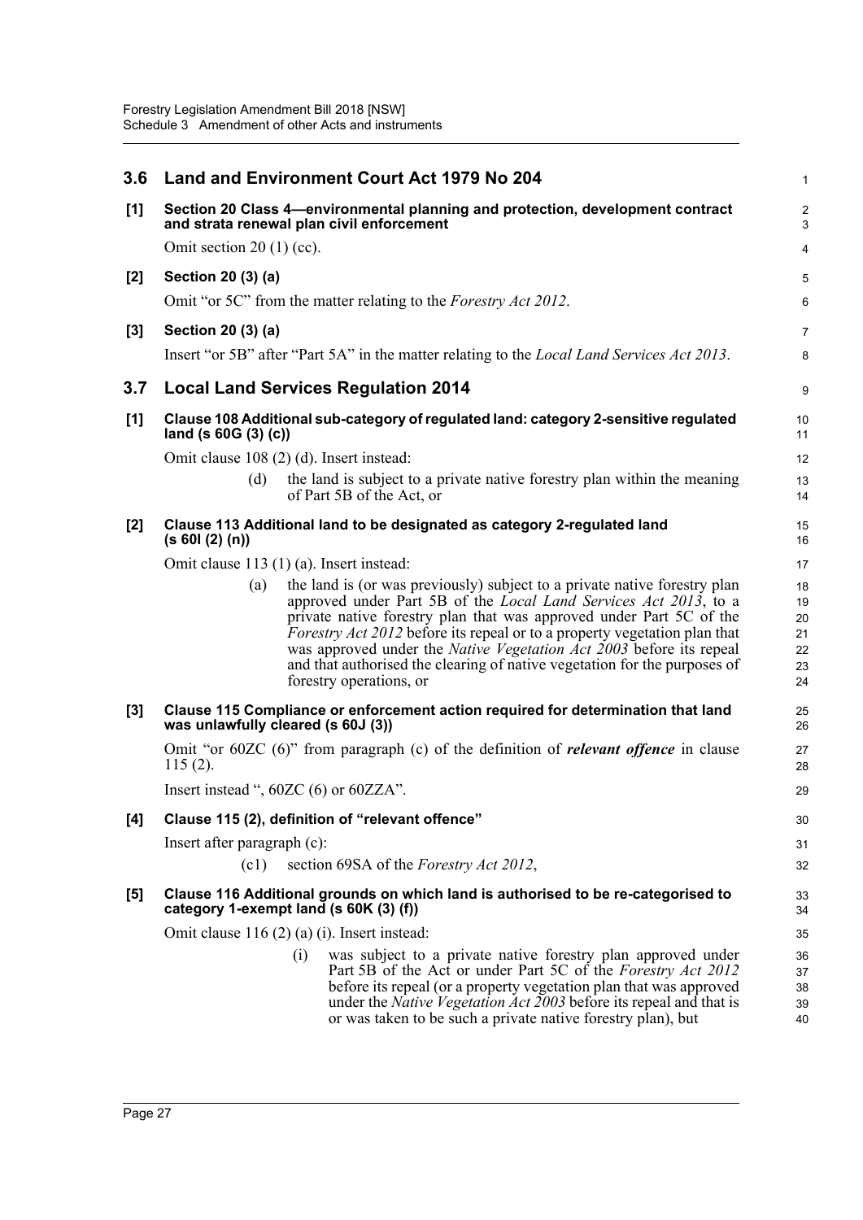## 3.6 Land and Environment Court Act 1979 No 204

**[1] Section 20 Class 4—environmental planning and protection, development contract and strata renewal plan civil enforcement**

Omit section 20 (1) (cc).

**[2] Section 20 (3) (a)**

Omit "or 5C" from the matter relating to the *Forestry Act 2012*.

**[3] Section 20 (3) (a)**

Insert "or 5B" after "Part 5A" in the matter relating to the *Local Land Services Act 2013*.

## 3.7 Local Land Services Regulation 2014

**[1] Clause 108 Additional sub-category of regulated land: category 2-sensitive regulated land (s 60G (3) (c))**

Omit clause 108 (2) (d). Insert instead:

(d) the land is subject to a private native forestry plan within the meaning of Part 5B of the Act, or

**[2] Clause 113 Additional land to be designated as category 2-regulated land (s 60I (2) (n))**

Omit clause 113 (1) (a). Insert instead:

(a) the land is (or was previously) subject to a private native forestry plan approved under Part 5B of the *Local Land Services Act 2013*, to a private native forestry plan that was approved under Part 5C of the *Forestry Act 2012* before its repeal or to a property vegetation plan that was approved under the *Native Vegetation Act 2003* before its repeal and that authorised the clearing of native vegetation for the purposes of forestry operations, or

**[3] Clause 115 Compliance or enforcement action required for determination that land was unlawfully cleared (s 60J (3))**

Omit "or 60ZC (6)" from paragraph (c) of the definition of ***relevant offence*** in clause 115 (2).

Insert instead ", 60ZC (6) or 60ZZA".

**[4] Clause 115 (2), definition of "relevant offence"**

Insert after paragraph (c):

(c1) section 69SA of the *Forestry Act 2012*,

**[5] Clause 116 Additional grounds on which land is authorised to be re-categorised to category 1-exempt land (s 60K (3) (f))**

Omit clause 116 (2) (a) (i). Insert instead:

(i) was subject to a private native forestry plan approved under Part 5B of the Act or under Part 5C of the *Forestry Act 2012* before its repeal (or a property vegetation plan that was approved under the *Native Vegetation Act 2003* before its repeal and that is or was taken to be such a private native forestry plan), but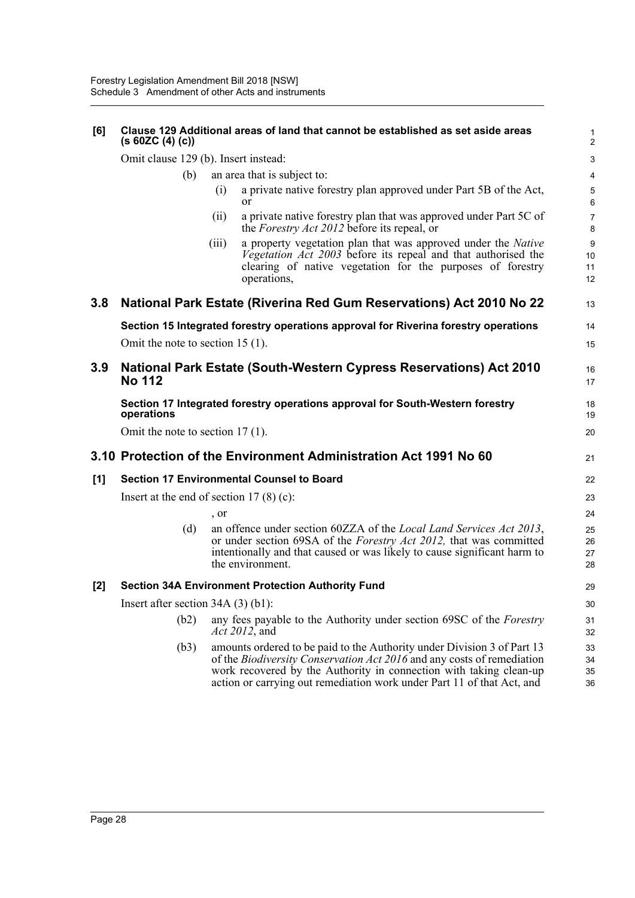**[6] Clause 129 Additional areas of land that cannot be established as set aside areas (s 60ZC (4) (c))**

Omit clause 129 (b). Insert instead:

(b) an area that is subject to:

(i) a private native forestry plan approved under Part 5B of the Act, or

(ii) a private native forestry plan that was approved under Part 5C of the *Forestry Act 2012* before its repeal, or

(iii) a property vegetation plan that was approved under the *Native Vegetation Act 2003* before its repeal and that authorised the clearing of native vegetation for the purposes of forestry operations,

## 3.8 National Park Estate (Riverina Red Gum Reservations) Act 2010 No 22

**Section 15 Integrated forestry operations approval for Riverina forestry operations**

Omit the note to section 15 (1).

## 3.9 National Park Estate (South-Western Cypress Reservations) Act 2010 No 112

**Section 17 Integrated forestry operations approval for South-Western forestry operations**

Omit the note to section 17 (1).

## 3.10 Protection of the Environment Administration Act 1991 No 60

**[1] Section 17 Environmental Counsel to Board**

Insert at the end of section 17 (8) (c):

, or

(d) an offence under section 60ZZA of the *Local Land Services Act 2013*, or under section 69SA of the *Forestry Act 2012,* that was committed intentionally and that caused or was likely to cause significant harm to the environment.

**[2] Section 34A Environment Protection Authority Fund**

Insert after section 34A (3) (b1):

(b2) any fees payable to the Authority under section 69SC of the *Forestry Act 2012*, and

(b3) amounts ordered to be paid to the Authority under Division 3 of Part 13 of the *Biodiversity Conservation Act 2016* and any costs of remediation work recovered by the Authority in connection with taking clean-up action or carrying out remediation work under Part 11 of that Act, and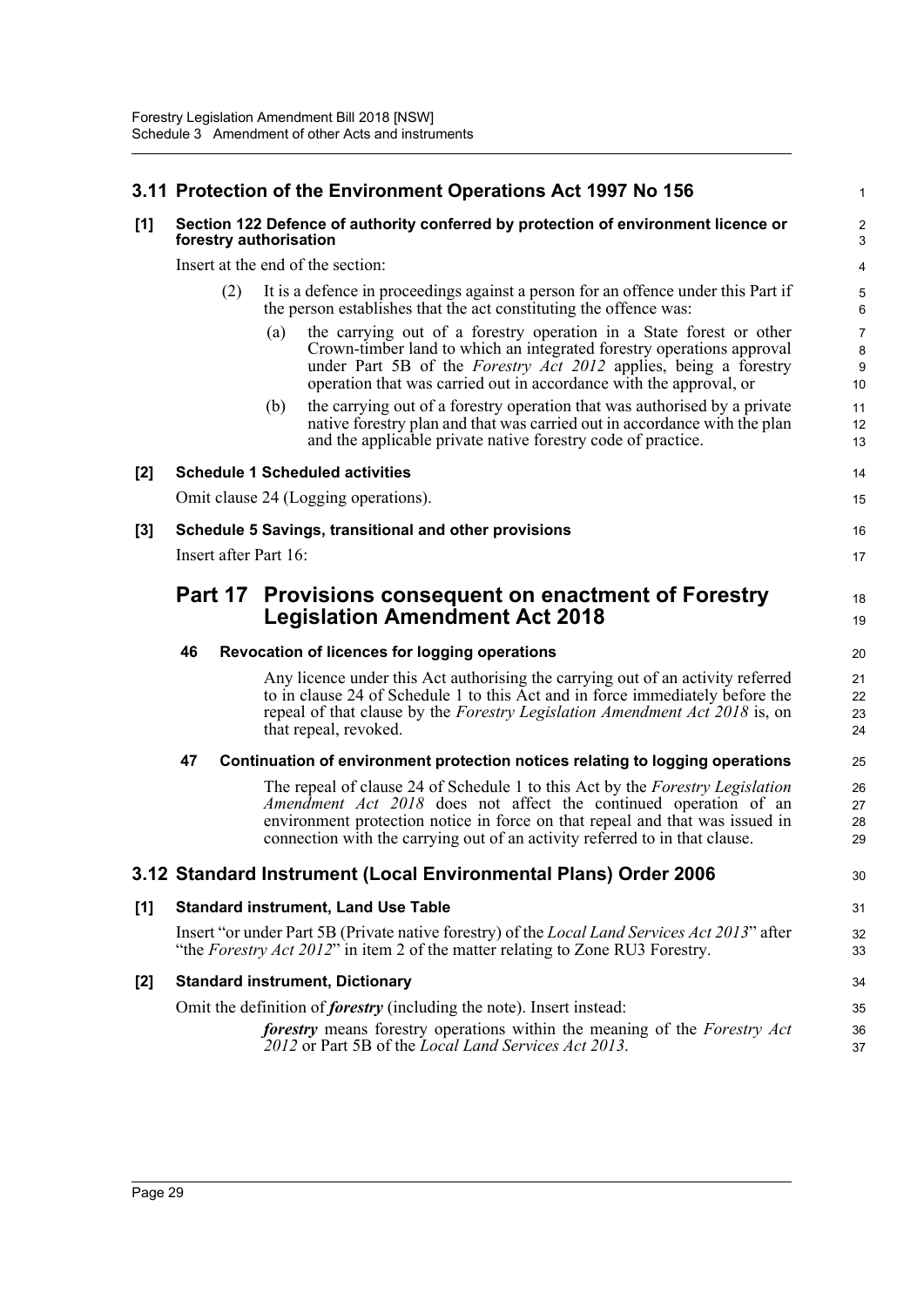## 3.11 Protection of the Environment Operations Act 1997 No 156

**[1] Section 122 Defence of authority conferred by protection of environment licence or forestry authorisation**

Insert at the end of the section:

(2) It is a defence in proceedings against a person for an offence under this Part if the person establishes that the act constituting the offence was:

(a) the carrying out of a forestry operation in a State forest or other Crown-timber land to which an integrated forestry operations approval under Part 5B of the *Forestry Act 2012* applies, being a forestry operation that was carried out in accordance with the approval, or

(b) the carrying out of a forestry operation that was authorised by a private native forestry plan and that was carried out in accordance with the plan and the applicable private native forestry code of practice.

**[2] Schedule 1 Scheduled activities**

Omit clause 24 (Logging operations).

**[3] Schedule 5 Savings, transitional and other provisions**

Insert after Part 16:

### Part 17 Provisions consequent on enactment of Forestry Legislation Amendment Act 2018

**46 Revocation of licences for logging operations**

Any licence under this Act authorising the carrying out of an activity referred to in clause 24 of Schedule 1 to this Act and in force immediately before the repeal of that clause by the *Forestry Legislation Amendment Act 2018* is, on that repeal, revoked.

**47 Continuation of environment protection notices relating to logging operations**

The repeal of clause 24 of Schedule 1 to this Act by the *Forestry Legislation Amendment Act 2018* does not affect the continued operation of an environment protection notice in force on that repeal and that was issued in connection with the carrying out of an activity referred to in that clause.

## 3.12 Standard Instrument (Local Environmental Plans) Order 2006

**[1] Standard instrument, Land Use Table**

Insert "or under Part 5B (Private native forestry) of the *Local Land Services Act 2013*" after "the *Forestry Act 2012*" in item 2 of the matter relating to Zone RU3 Forestry.

**[2] Standard instrument, Dictionary**

Omit the definition of ***forestry*** (including the note). Insert instead:

***forestry*** means forestry operations within the meaning of the *Forestry Act 2012* or Part 5B of the *Local Land Services Act 2013*.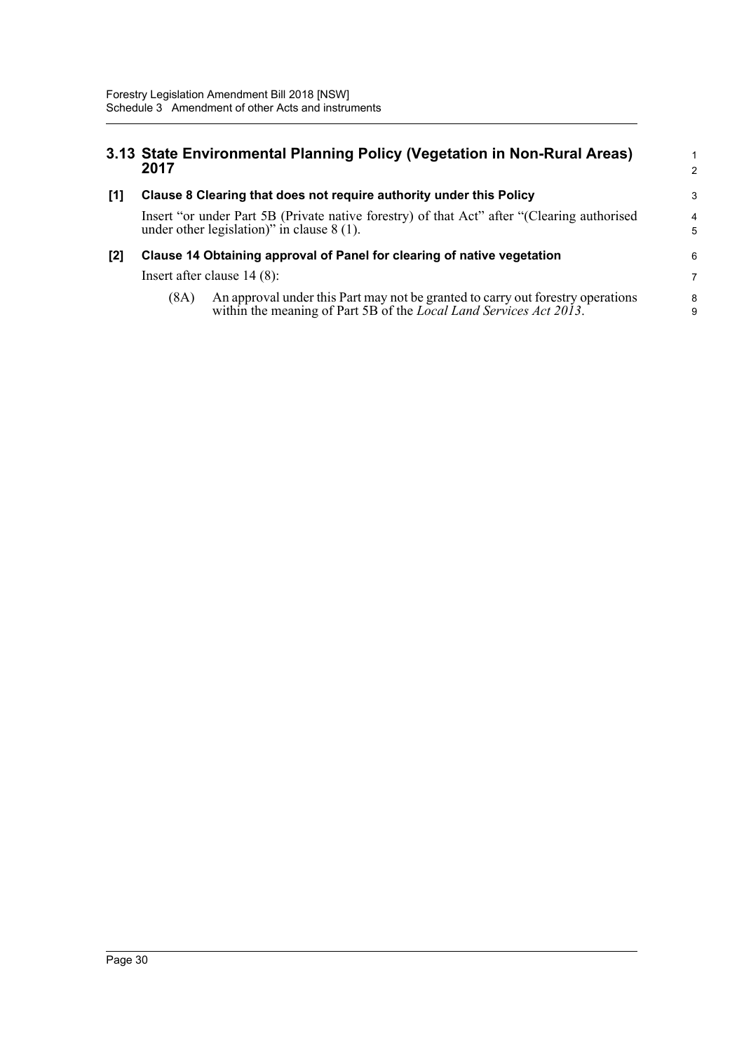## 3.13 State Environmental Planning Policy (Vegetation in Non-Rural Areas) 2017

**[1] Clause 8 Clearing that does not require authority under this Policy**

Insert "or under Part 5B (Private native forestry) of that Act" after "(Clearing authorised under other legislation)" in clause 8 (1).

**[2] Clause 14 Obtaining approval of Panel for clearing of native vegetation**

Insert after clause 14 (8):

(8A) An approval under this Part may not be granted to carry out forestry operations within the meaning of Part 5B of the *Local Land Services Act 2013*.